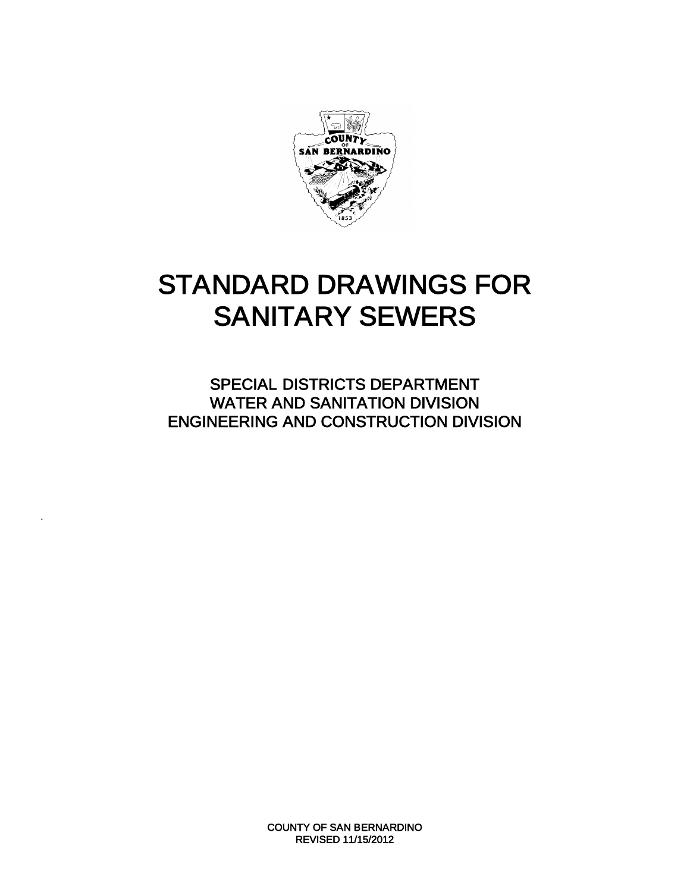# STANDARD DRAWINGS FOR SANITARY SEWERS

SPECIAL DISTRICTS DEPARTMENT
WATER AND SANITATION DIVISION
ENGINEERING AND CONSTRUCTION DIVISION

COUNTY OF SAN BERNARDINO
REVISED 11/15/2012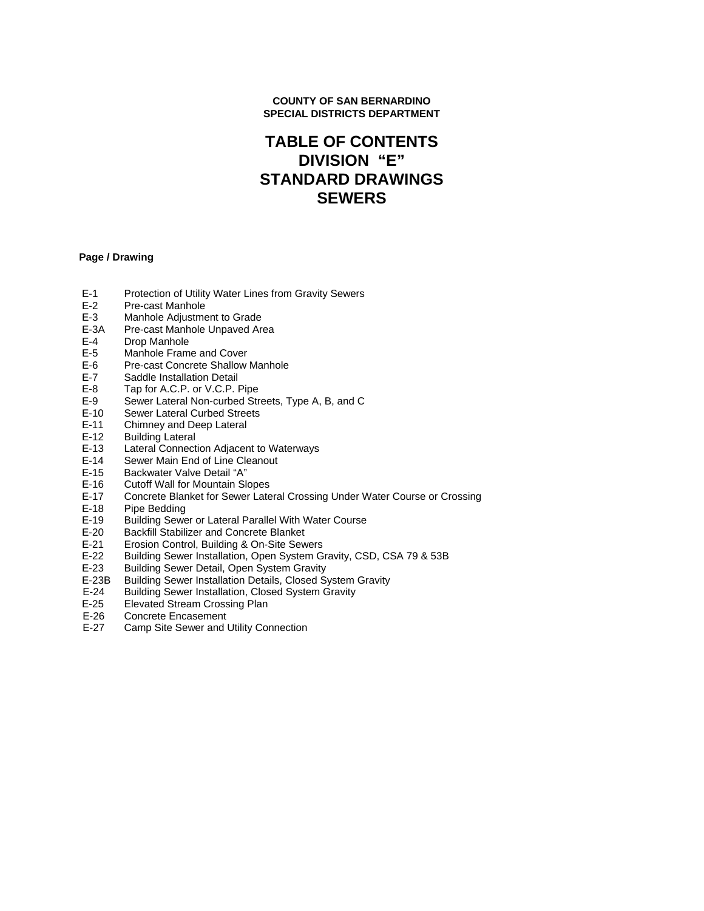**COUNTY OF SAN BERNARDINO**
**SPECIAL DISTRICTS DEPARTMENT**

# TABLE OF CONTENTS
# DIVISION "E"
# STANDARD DRAWINGS
# SEWERS

**Page / Drawing**

| | |
|---|---|
| E-1 | Protection of Utility Water Lines from Gravity Sewers |
| E-2 | Pre-cast Manhole |
| E-3 | Manhole Adjustment to Grade |
| E-3A | Pre-cast Manhole Unpaved Area |
| E-4 | Drop Manhole |
| E-5 | Manhole Frame and Cover |
| E-6 | Pre-cast Concrete Shallow Manhole |
| E-7 | Saddle Installation Detail |
| E-8 | Tap for A.C.P. or V.C.P. Pipe |
| E-9 | Sewer Lateral Non-curbed Streets, Type A, B, and C |
| E-10 | Sewer Lateral Curbed Streets |
| E-11 | Chimney and Deep Lateral |
| E-12 | Building Lateral |
| E-13 | Lateral Connection Adjacent to Waterways |
| E-14 | Sewer Main End of Line Cleanout |
| E-15 | Backwater Valve Detail "A" |
| E-16 | Cutoff Wall for Mountain Slopes |
| E-17 | Concrete Blanket for Sewer Lateral Crossing Under Water Course or Crossing |
| E-18 | Pipe Bedding |
| E-19 | Building Sewer or Lateral Parallel With Water Course |
| E-20 | Backfill Stabilizer and Concrete Blanket |
| E-21 | Erosion Control, Building & On-Site Sewers |
| E-22 | Building Sewer Installation, Open System Gravity, CSD, CSA 79 & 53B |
| E-23 | Building Sewer Detail, Open System Gravity |
| E-23B | Building Sewer Installation Details, Closed System Gravity |
| E-24 | Building Sewer Installation, Closed System Gravity |
| E-25 | Elevated Stream Crossing Plan |
| E-26 | Concrete Encasement |
| E-27 | Camp Site Sewer and Utility Connection |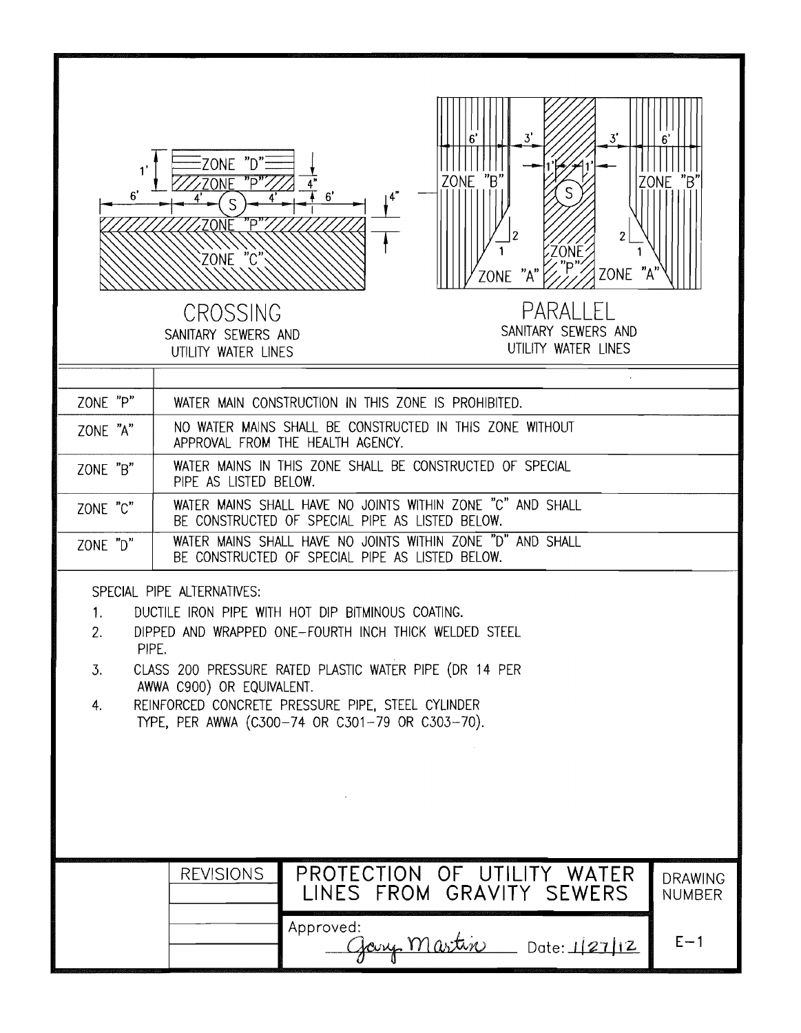ZONE "D"

ZONE "P"

ZONE "P"

ZONE "C"

1' 6' 4' S 4' 4" 6' 4"

## CROSSING

SANITARY SEWERS AND UTILITY WATER LINES

6' 3' 3' 6'

1' 1'

ZONE "B" S ZONE "B"

2 2

1 ZONE "P" 1

ZONE "A" ZONE "A"

## PARALLEL

SANITARY SEWERS AND UTILITY WATER LINES

| | |
|---|---|
| ZONE "P" | WATER MAIN CONSTRUCTION IN THIS ZONE IS PROHIBITED. |
| ZONE "A" | NO WATER MAINS SHALL BE CONSTRUCTED IN THIS ZONE WITHOUT APPROVAL FROM THE HEALTH AGENCY. |
| ZONE "B" | WATER MAINS IN THIS ZONE SHALL BE CONSTRUCTED OF SPECIAL PIPE AS LISTED BELOW. |
| ZONE "C" | WATER MAINS SHALL HAVE NO JOINTS WITHIN ZONE "C" AND SHALL BE CONSTRUCTED OF SPECIAL PIPE AS LISTED BELOW. |
| ZONE "D" | WATER MAINS SHALL HAVE NO JOINTS WITHIN ZONE "D" AND SHALL BE CONSTRUCTED OF SPECIAL PIPE AS LISTED BELOW. |

SPECIAL PIPE ALTERNATIVES:

1. DUCTILE IRON PIPE WITH HOT DIP BITMINOUS COATING.
2. DIPPED AND WRAPPED ONE-FOURTH INCH THICK WELDED STEEL PIPE.
3. CLASS 200 PRESSURE RATED PLASTIC WATER PIPE (DR 14 PER AWWA C900) OR EQUIVALENT.
4. REINFORCED CONCRETE PRESSURE PIPE, STEEL CYLINDER TYPE, PER AWWA (C300-74 OR C301-79 OR C303-70).

| REVISIONS | PROTECTION OF UTILITY WATER LINES FROM GRAVITY SEWERS | DRAWING NUMBER |
|---|---|---|
| | Approved: Gary Martin Date: 1/27/12 | E-1 |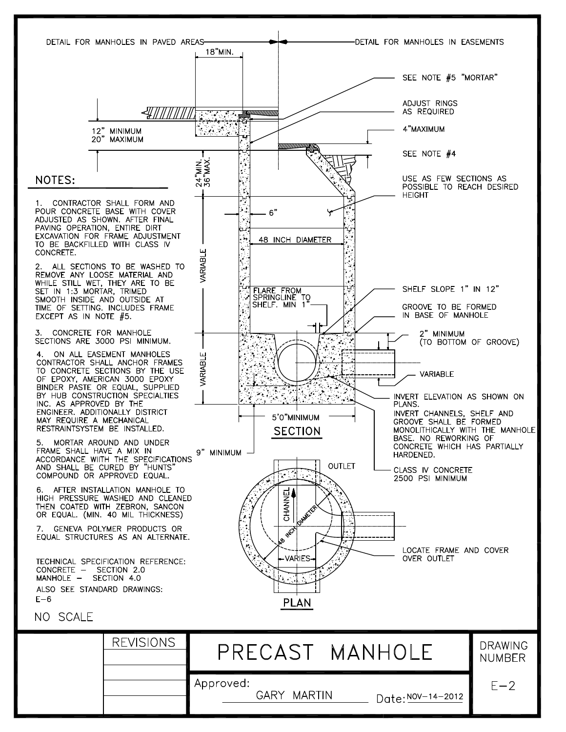DETAIL FOR MANHOLES IN PAVED AREAS — DETAIL FOR MANHOLES IN EASEMENTS

18"MIN.

12" MINIMUM
20" MAXIMUM

24"MIN.
36"MAX.

SEE NOTE #5 "MORTAR"

ADJUST RINGS AS REQUIRED

4"MAXIMUM

SEE NOTE #4

USE AS FEW SECTIONS AS POSSIBLE TO REACH DESIRED HEIGHT

6"

48 INCH DIAMETER

VARIABLE

FLARE FROM SPRINGLINE TO SHELF. MIN 1"

SHELF SLOPE 1" IN 12"

GROOVE TO BE FORMED IN BASE OF MANHOLE

2" MINIMUM (TO BOTTOM OF GROOVE)

VARIABLE

INVERT ELEVATION AS SHOWN ON PLANS.

INVERT CHANNELS, SHELF AND GROOVE SHALL BE FORMED MONOLITHICALLY WITH THE MANHOLE BASE. NO REWORKING OF CONCRETE WHICH HAS PARTIALLY HARDENED.

5'0"MINIMUM

9" MINIMUM

CLASS IV CONCRETE 2500 PSI MINIMUM

## SECTION

OUTLET

CHANNEL

48 INCH DIAMETER

VARIES

LOCATE FRAME AND COVER OVER OUTLET

## PLAN

## NOTES:

1. CONTRACTOR SHALL FORM AND POUR CONCRETE BASE WITH COVER ADJUSTED AS SHOWN. AFTER FINAL PAVING OPERATION, ENTIRE DIRT EXCAVATION FOR FRAME ADJUSTMENT TO BE BACKFILLED WITH CLASS IV CONCRETE.

2. ALL SECTIONS TO BE WASHED TO REMOVE ANY LOOSE MATERIAL AND WHILE STILL WET, THEY ARE TO BE SET IN 1:3 MORTAR, TRIMED SMOOTH INSIDE AND OUTSIDE AT TIME OF SETTING. INCLUDES FRAME EXCEPT AS IN NOTE #5.

3. CONCRETE FOR MANHOLE SECTIONS ARE 3000 PSI MINIMUM.

4. ON ALL EASEMENT MANHOLES CONTRACTOR SHALL ANCHOR FRAMES TO CONCRETE SECTIONS BY THE USE OF EPOXY, AMERICAN 3000 EPOXY BINDER PASTE OR EQUAL, SUPPLIED BY HUB CONSTRUCTION SPECIALTIES INC. AS APPROVED BY THE ENGINEER. ADDITIONALLY DISTRICT MAY REQUIRE A MECHANICAL RESTRAINTSYSTEM BE INSTALLED.

5. MORTAR AROUND AND UNDER FRAME SHALL HAVE A MIX IN ACCORDANCE WIITH THE SPECIFICATIONS AND SHALL BE CURED BY "HUNTS" COMPOUND OR APPROVED EQUAL.

6. AFTER INSTALLATION MANHOLE TO HIGH PRESSURE WASHED AND CLEANED THEN COATED WITH ZEBRON, SANCON OR EQUAL. (MIN. 40 MIL THICKNESS)

7. GENEVA POLYMER PRODUCTS OR EQUAL STRUCTURES AS AN ALTERNATE.

TECHNICAL SPECIFICATION REFERENCE:
CONCRETE – SECTION 2.0
MANHOLE – SECTION 4.0

ALSO SEE STANDARD DRAWINGS:
E–6

NO SCALE

| REVISIONS | PRECAST MANHOLE | DRAWING NUMBER |
|---|---|---|
| | Approved: GARY MARTIN Date: NOV–14–2012 | E–2 |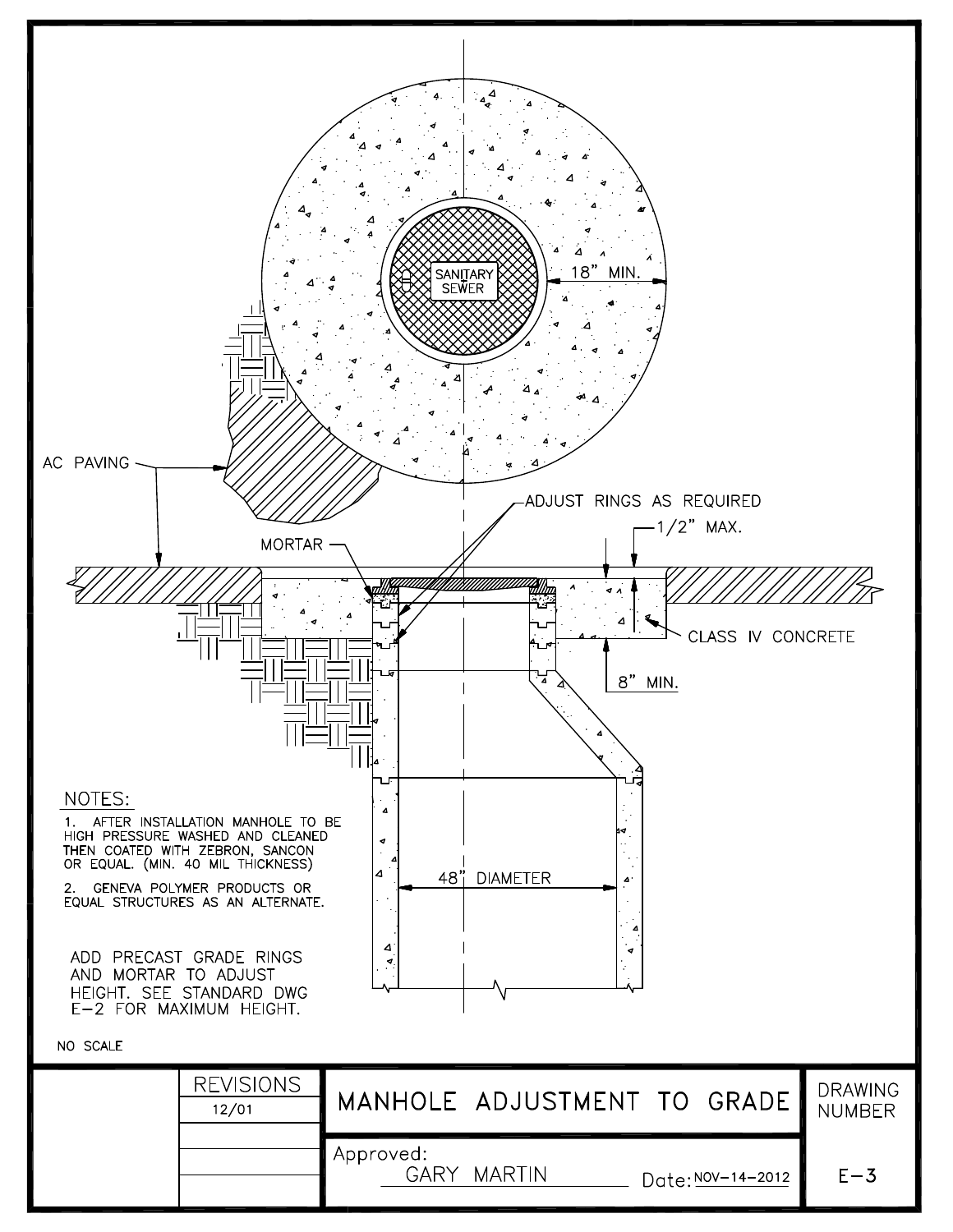SANITARY SEWER

18" MIN.

AC PAVING

ADJUST RINGS AS REQUIRED

1/2" MAX.

MORTAR

CLASS IV CONCRETE

8" MIN.

48" DIAMETER

NOTES:

1. AFTER INSTALLATION MANHOLE TO BE HIGH PRESSURE WASHED AND CLEANED THEN COATED WITH ZEBRON, SANCON OR EQUAL. (MIN. 40 MIL THICKNESS)

2. GENEVA POLYMER PRODUCTS OR EQUAL STRUCTURES AS AN ALTERNATE.

ADD PRECAST GRADE RINGS AND MORTAR TO ADJUST HEIGHT. SEE STANDARD DWG E-2 FOR MAXIMUM HEIGHT.

NO SCALE

| REVISIONS | MANHOLE ADJUSTMENT TO GRADE | DRAWING NUMBER |
|---|---|---|
| 12/01 | Approved: GARY MARTIN Date: NOV-14-2012 | E-3 |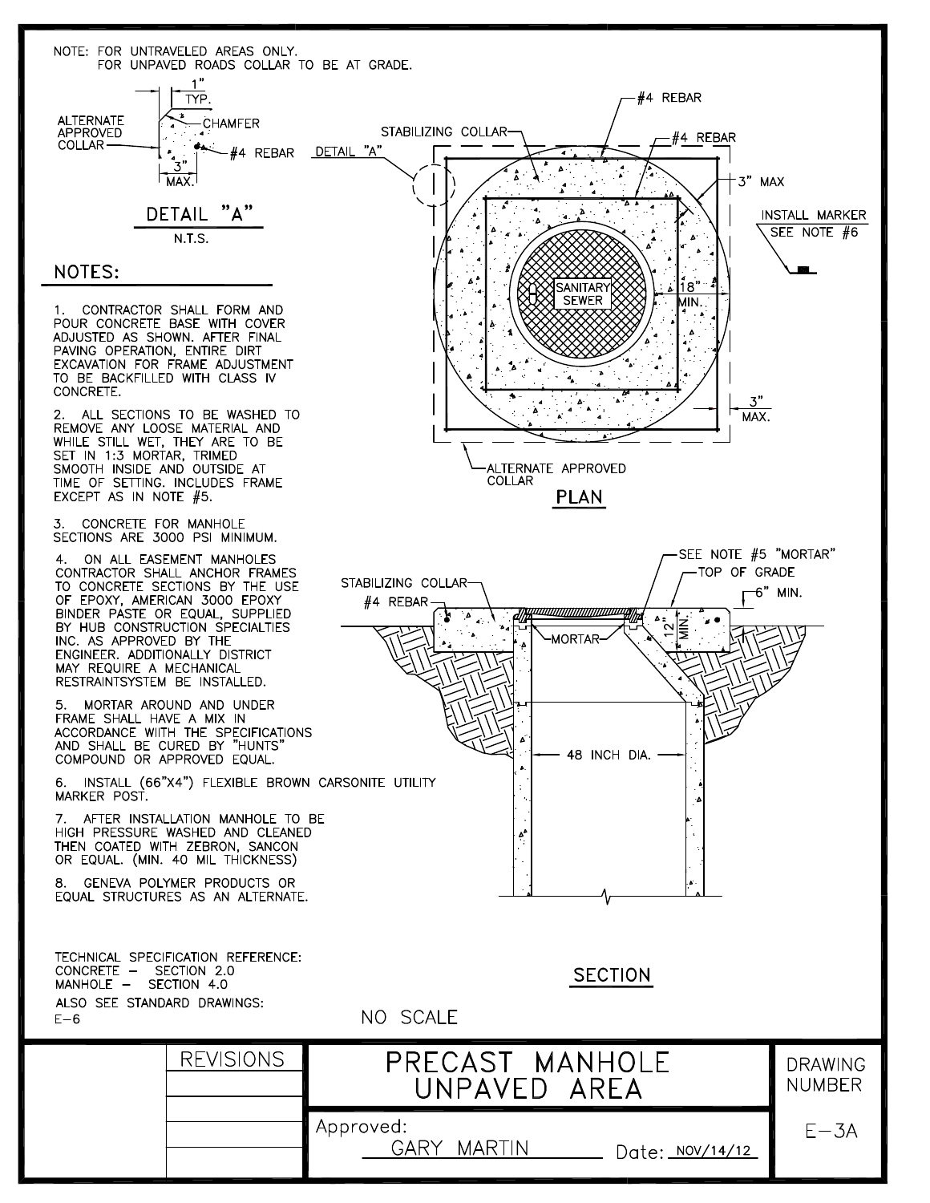NOTE: FOR UNTRAVELED AREAS ONLY.
FOR UNPAVED ROADS COLLAR TO BE AT GRADE.

ALTERNATE APPROVED COLLAR

1" TYP.

CHAMFER

#4 REBAR

3" MAX.

## DETAIL "A"

N.T.S.

STABILIZING COLLAR

DETAIL "A"

#4 REBAR

#4 REBAR

3" MAX

INSTALL MARKER
SEE NOTE #6

SANITARY SEWER

18" MIN.

3" MAX.

ALTERNATE APPROVED COLLAR

## PLAN

## NOTES:

1. CONTRACTOR SHALL FORM AND POUR CONCRETE BASE WITH COVER ADJUSTED AS SHOWN. AFTER FINAL PAVING OPERATION, ENTIRE DIRT EXCAVATION FOR FRAME ADJUSTMENT TO BE BACKFILLED WITH CLASS IV CONCRETE.

2. ALL SECTIONS TO BE WASHED TO REMOVE ANY LOOSE MATERIAL AND WHILE STILL WET, THEY ARE TO BE SET IN 1:3 MORTAR, TRIMED SMOOTH INSIDE AND OUTSIDE AT TIME OF SETTING. INCLUDES FRAME EXCEPT AS IN NOTE #5.

3. CONCRETE FOR MANHOLE SECTIONS ARE 3000 PSI MINIMUM.

4. ON ALL EASEMENT MANHOLES CONTRACTOR SHALL ANCHOR FRAMES TO CONCRETE SECTIONS BY THE USE OF EPOXY, AMERICAN 3000 EPOXY BINDER PASTE OR EQUAL, SUPPLIED BY HUB CONSTRUCTION SPECIALTIES INC. AS APPROVED BY THE ENGINEER. ADDITIONALLY DISTRICT MAY REQUIRE A MECHANICAL RESTRAINTSYSTEM BE INSTALLED.

5. MORTAR AROUND AND UNDER FRAME SHALL HAVE A MIX IN ACCORDANCE WITH THE SPECIFICATIONS AND SHALL BE CURED BY "HUNTS" COMPOUND OR APPROVED EQUAL.

6. INSTALL (66"X4") FLEXIBLE BROWN CARSONITE UTILITY MARKER POST.

7. AFTER INSTALLATION MANHOLE TO BE HIGH PRESSURE WASHED AND CLEANED THEN COATED WITH ZEBRON, SANCON OR EQUAL. (MIN. 40 MIL THICKNESS)

8. GENEVA POLYMER PRODUCTS OR EQUAL STRUCTURES AS AN ALTERNATE.

SEE NOTE #5 "MORTAR"

TOP OF GRADE

STABILIZING COLLAR

#4 REBAR

6" MIN.

MORTAR

12" MIN.

48 INCH DIA.

## SECTION

TECHNICAL SPECIFICATION REFERENCE:
CONCRETE – SECTION 2.0
MANHOLE – SECTION 4.0

ALSO SEE STANDARD DRAWINGS:
E–6

NO SCALE

| REVISIONS | PRECAST MANHOLE UNPAVED AREA | DRAWING NUMBER |
|---|---|---|
| | Approved: GARY MARTIN Date: NOV/14/12 | E–3A |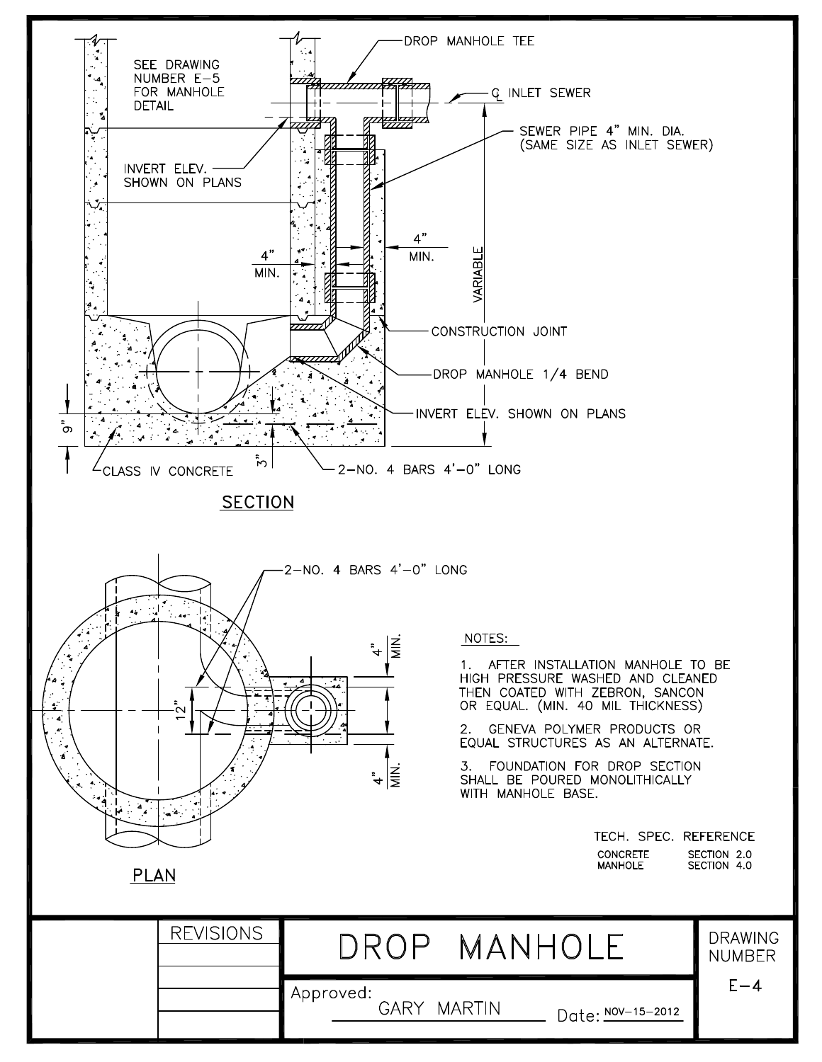SEE DRAWING NUMBER E-5 FOR MANHOLE DETAIL

DROP MANHOLE TEE

℄ INLET SEWER

SEWER PIPE 4" MIN. DIA. (SAME SIZE AS INLET SEWER)

INVERT ELEV. SHOWN ON PLANS

4" MIN.

4" MIN.

VARIABLE

CONSTRUCTION JOINT

DROP MANHOLE 1/4 BEND

INVERT ELEV. SHOWN ON PLANS

9"

3"

CLASS IV CONCRETE

2-NO. 4 BARS 4'-0" LONG

## SECTION

2-NO. 4 BARS 4'-0" LONG

12"

4" MIN.

4" MIN.

## PLAN

NOTES:

1. AFTER INSTALLATION MANHOLE TO BE HIGH PRESSURE WASHED AND CLEANED THEN COATED WITH ZEBRON, SANCON OR EQUAL. (MIN. 40 MIL THICKNESS)

2. GENEVA POLYMER PRODUCTS OR EQUAL STRUCTURES AS AN ALTERNATE.

3. FOUNDATION FOR DROP SECTION SHALL BE POURED MONOLITHICALLY WITH MANHOLE BASE.

TECH. SPEC. REFERENCE

| | |
|---|---|
| CONCRETE | SECTION 2.0 |
| MANHOLE | SECTION 4.0 |

| REVISIONS | DROP MANHOLE | DRAWING NUMBER |
|---|---|---|
| | Approved: GARY MARTIN Date: NOV-15-2012 | E-4 |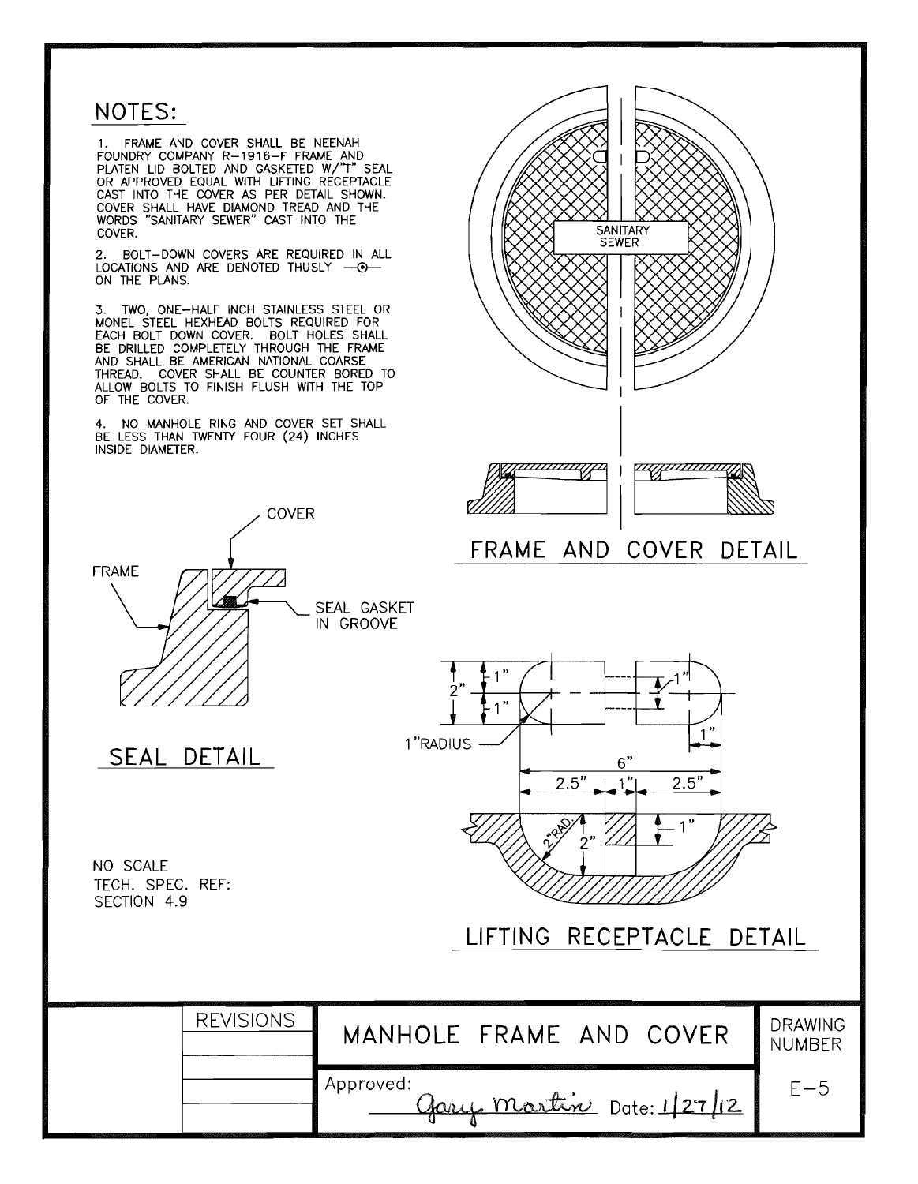## NOTES:

1. FRAME AND COVER SHALL BE NEENAH FOUNDRY COMPANY R–1916–F FRAME AND PLATEN LID BOLTED AND GASKETED W/"T" SEAL OR APPROVED EQUAL WITH LIFTING RECEPTACLE CAST INTO THE COVER AS PER DETAIL SHOWN. COVER SHALL HAVE DIAMOND TREAD AND THE WORDS "SANITARY SEWER" CAST INTO THE COVER.

2. BOLT–DOWN COVERS ARE REQUIRED IN ALL LOCATIONS AND ARE DENOTED THUSLY —⊙— ON THE PLANS.

3. TWO, ONE–HALF INCH STAINLESS STEEL OR MONEL STEEL HEXHEAD BOLTS REQUIRED FOR EACH BOLT DOWN COVER. BOLT HOLES SHALL BE DRILLED COMPLETELY THROUGH THE FRAME AND SHALL BE AMERICAN NATIONAL COARSE THREAD. COVER SHALL BE COUNTER BORED TO ALLOW BOLTS TO FINISH FLUSH WITH THE TOP OF THE COVER.

4. NO MANHOLE RING AND COVER SET SHALL BE LESS THAN TWENTY FOUR (24) INCHES INSIDE DIAMETER.

SANITARY SEWER

FRAME AND COVER DETAIL

COVER

FRAME

SEAL GASKET IN GROOVE

SEAL DETAIL

2" | 1" | 1" | 1" | 1"RADIUS | 1" | 6" | 2.5" | 1" | 2.5" | 2"RAD. | 2" | 1"

LIFTING RECEPTACLE DETAIL

NO SCALE
TECH. SPEC. REF:
SECTION 4.9

| REVISIONS | MANHOLE FRAME AND COVER | DRAWING NUMBER |
| --- | --- | --- |
| | Approved: Gary Martin Date: 1/27/12 | E–5 |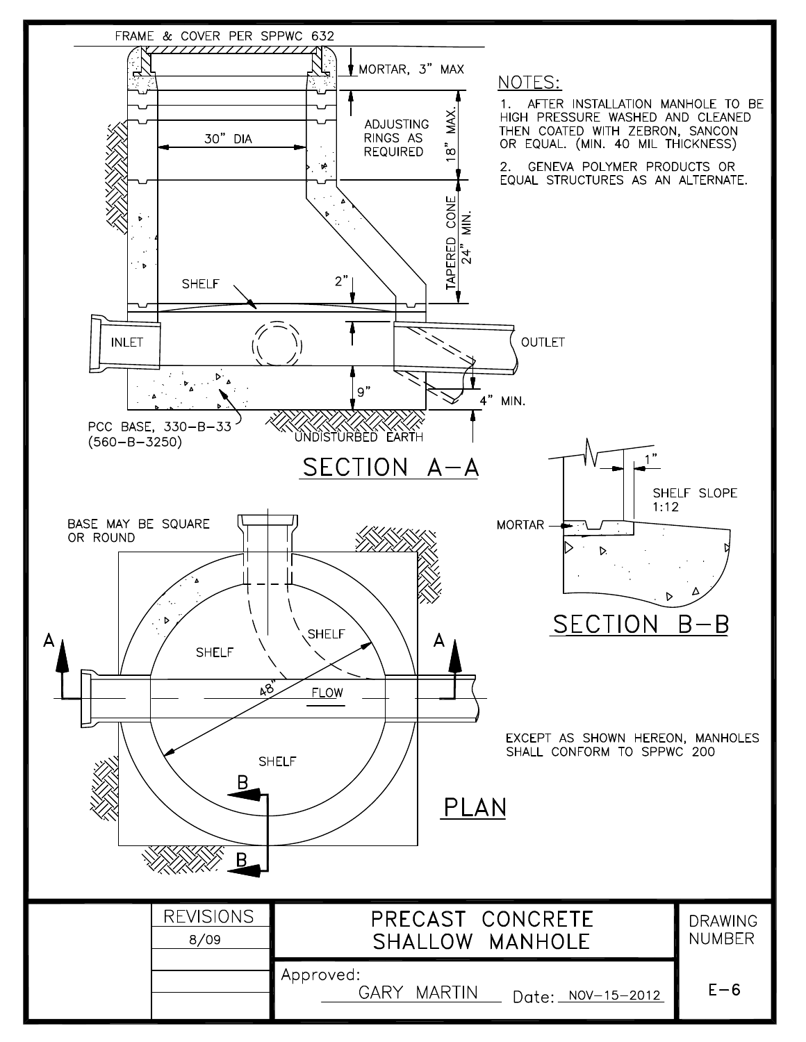FRAME & COVER PER SPPWC 632

MORTAR, 3" MAX

ADJUSTING RINGS AS REQUIRED

18" MAX.

30" DIA

TAPERED CONE 24" MIN.

SHELF

2"

INLET

OUTLET

9"

4" MIN.

PCC BASE, 330-B-33 (560-B-3250)

UNDISTURBED EARTH

## SECTION A–A

1"

SHELF SLOPE 1:12

MORTAR

## SECTION B–B

BASE MAY BE SQUARE OR ROUND

SHELF

SHELF

48"

FLOW

SHELF

A

A

B

B

## PLAN

## NOTES:

1. AFTER INSTALLATION MANHOLE TO BE HIGH PRESSURE WASHED AND CLEANED THEN COATED WITH ZEBRON, SANCON OR EQUAL. (MIN. 40 MIL THICKNESS)

2. GENEVA POLYMER PRODUCTS OR EQUAL STRUCTURES AS AN ALTERNATE.

EXCEPT AS SHOWN HEREON, MANHOLES SHALL CONFORM TO SPPWC 200

| REVISIONS | PRECAST CONCRETE SHALLOW MANHOLE | DRAWING NUMBER |
|---|---|---|
| 8/09 | Approved: GARY MARTIN Date: NOV-15-2012 | E-6 |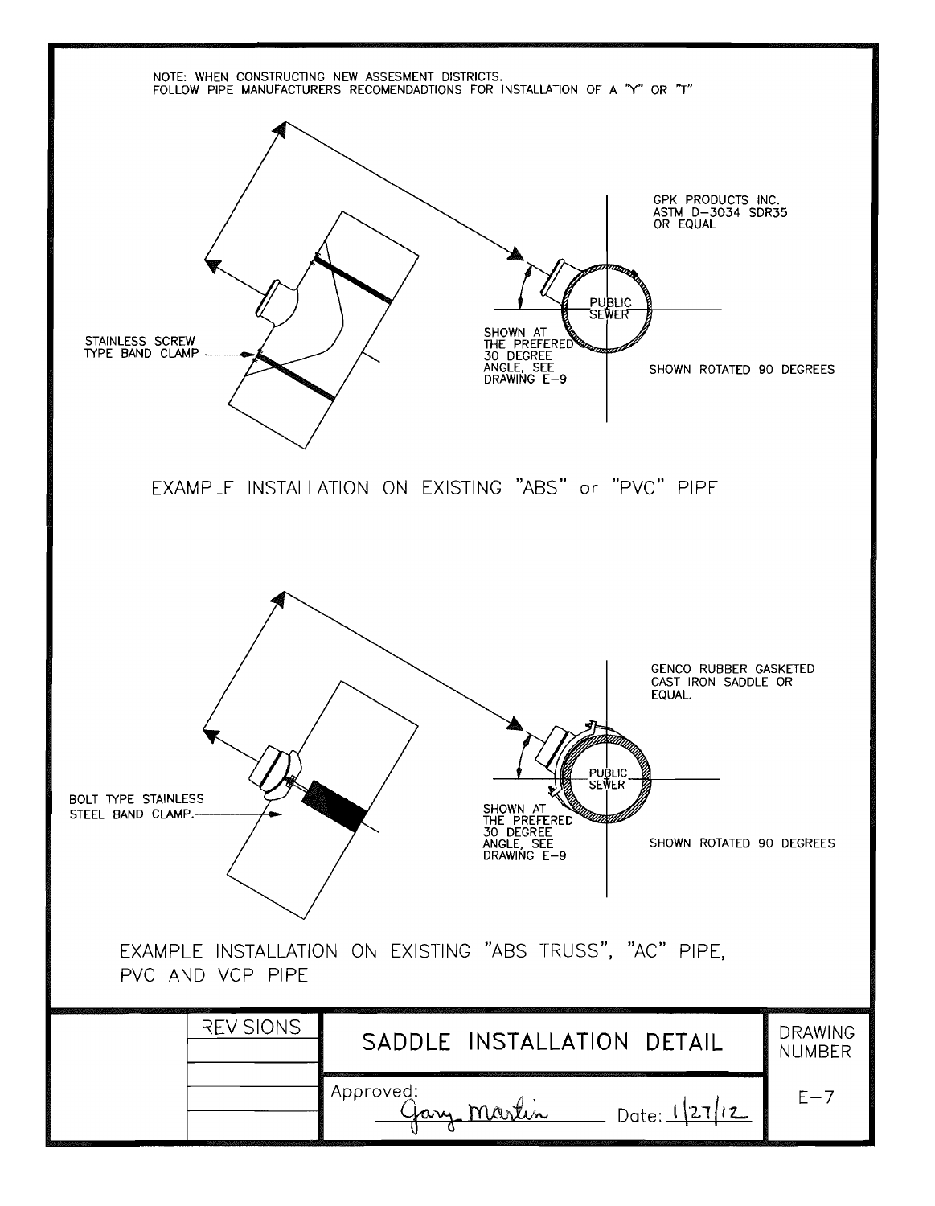NOTE: WHEN CONSTRUCTING NEW ASSESMENT DISTRICTS.
FOLLOW PIPE MANUFACTURERS RECOMENDADTIONS FOR INSTALLATION OF A "Y" OR "T"

STAINLESS SCREW TYPE BAND CLAMP

GPK PRODUCTS INC.
ASTM D-3034 SDR35
OR EQUAL

PUBLIC SEWER

SHOWN AT THE PREFERED 30 DEGREE ANGLE, SEE DRAWING E-9

SHOWN ROTATED 90 DEGREES

EXAMPLE INSTALLATION ON EXISTING "ABS" or "PVC" PIPE

BOLT TYPE STAINLESS STEEL BAND CLAMP.

GENCO RUBBER GASKETED CAST IRON SADDLE OR EQUAL.

PUBLIC SEWER

SHOWN AT THE PREFERED 30 DEGREE ANGLE, SEE DRAWING E-9

SHOWN ROTATED 90 DEGREES

EXAMPLE INSTALLATION ON EXISTING "ABS TRUSS", "AC" PIPE, PVC AND VCP PIPE

| REVISIONS | SADDLE INSTALLATION DETAIL | DRAWING NUMBER |
| --- | --- | --- |
| | Approved: Gary Martin Date: 1/27/12 | E-7 |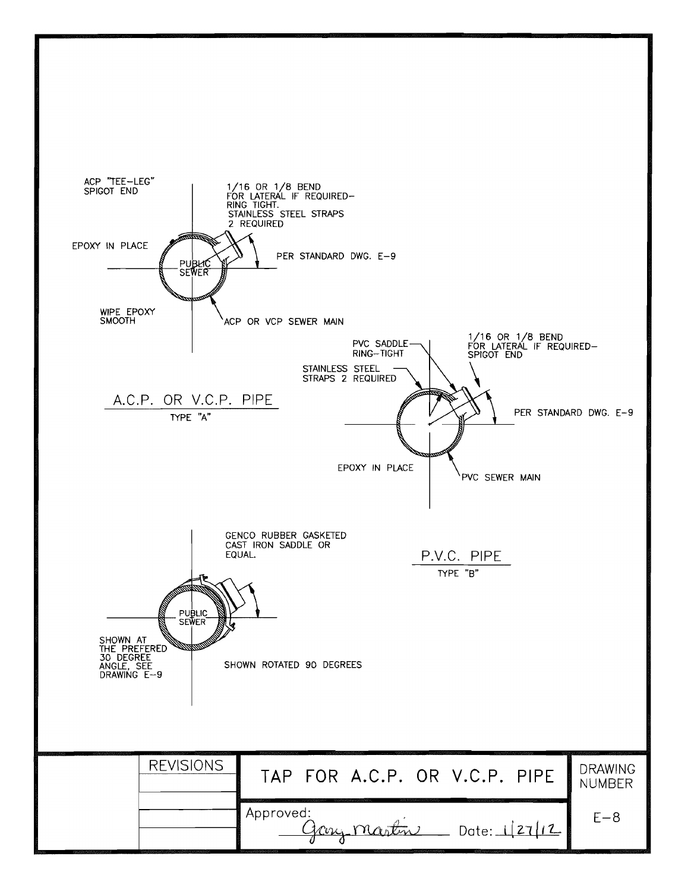ACP "TEE-LEG"
SPIGOT END

1/16 OR 1/8 BEND
FOR LATERAL IF REQUIRED–
RING TIGHT.
STAINLESS STEEL STRAPS
2 REQUIRED

EPOXY IN PLACE

PUBLIC
SEWER

PER STANDARD DWG. E-9

WIPE EPOXY
SMOOTH

ACP OR VCP SEWER MAIN

## A.C.P. OR V.C.P. PIPE

TYPE "A"

PVC SADDLE
RING-TIGHT

1/16 OR 1/8 BEND
FOR LATERAL IF REQUIRED–
SPIGOT END

STAINLESS STEEL
STRAPS 2 REQUIRED

PER STANDARD DWG. E-9

EPOXY IN PLACE

PVC SEWER MAIN

## P.V.C. PIPE

TYPE "B"

GENCO RUBBER GASKETED
CAST IRON SADDLE OR
EQUAL.

PUBLIC
SEWER

SHOWN AT
THE PREFERED
30 DEGREE
ANGLE, SEE
DRAWING E-9

SHOWN ROTATED 90 DEGREES

| REVISIONS | TAP FOR A.C.P. OR V.C.P. PIPE | DRAWING NUMBER |
|---|---|---|
| | Approved: Gary Martin Date: 1/27/12 | E-8 |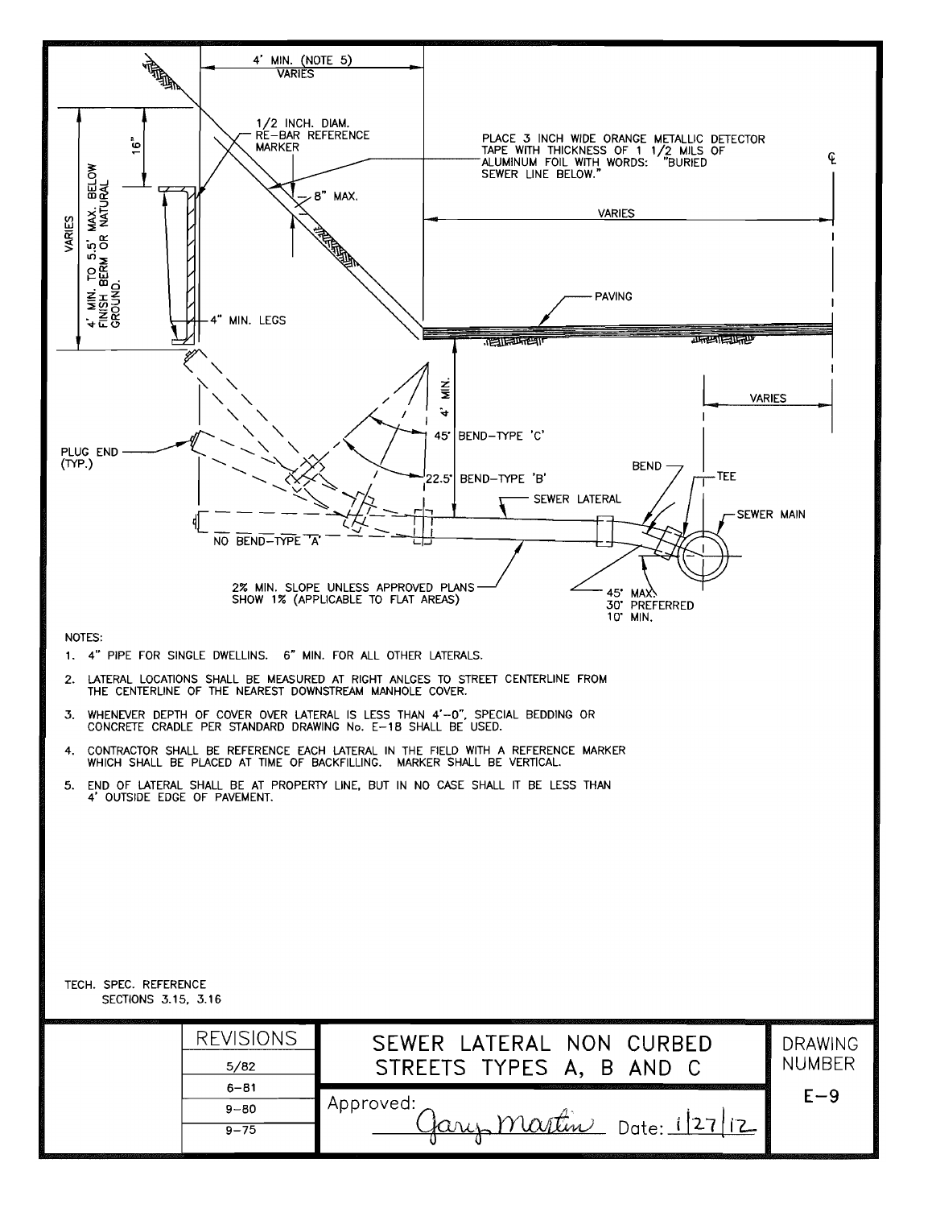4' MIN. (NOTE 5)
VARIES

1/2 INCH. DIAM. RE-BAR REFERENCE MARKER

PLACE 3 INCH WIDE ORANGE METALLIC DETECTOR TAPE WITH THICKNESS OF 1 1/2 MILS OF ALUMINUM FOIL WITH WORDS: "BURIED SEWER LINE BELOW."

℄

16"

8" MAX.

VARIES

4' MIN. TO 5.5' MAX. BELOW FINISH BERM OR NATURAL GROUND.

VARIES

PAVING

4" MIN. LEGS

4' MIN.

VARIES

45° BEND-TYPE 'C'

PLUG END (TYP.)

22.5° BEND-TYPE 'B'

BEND

TEE

SEWER LATERAL

SEWER MAIN

NO BEND-TYPE 'A'

2% MIN. SLOPE UNLESS APPROVED PLANS SHOW 1% (APPLICABLE TO FLAT AREAS)

45° MAX.
30° PREFERRED
10° MIN.

NOTES:

1. 4" PIPE FOR SINGLE DWELLINS. 6" MIN. FOR ALL OTHER LATERALS.
2. LATERAL LOCATIONS SHALL BE MEASURED AT RIGHT ANLGES TO STREET CENTERLINE FROM THE CENTERLINE OF THE NEAREST DOWNSTREAM MANHOLE COVER.
3. WHENEVER DEPTH OF COVER OVER LATERAL IS LESS THAN 4'-0", SPECIAL BEDDING OR CONCRETE CRADLE PER STANDARD DRAWING No. E-18 SHALL BE USED.
4. CONTRACTOR SHALL BE REFERENCE EACH LATERAL IN THE FIELD WITH A REFERENCE MARKER WHICH SHALL BE PLACED AT TIME OF BACKFILLING. MARKER SHALL BE VERTICAL.
5. END OF LATERAL SHALL BE AT PROPERTY LINE, BUT IN NO CASE SHALL IT BE LESS THAN 4' OUTSIDE EDGE OF PAVEMENT.

TECH. SPEC. REFERENCE
SECTIONS 3.15, 3.16

| REVISIONS | SEWER LATERAL NON CURBED STREETS TYPES A, B AND C | DRAWING NUMBER |
|---|---|---|
| 5/82 | | E-9 |
| 6-81 | Approved: Gary Martin Date: 1/27/12 | |
| 9-80 | | |
| 9-75 | | |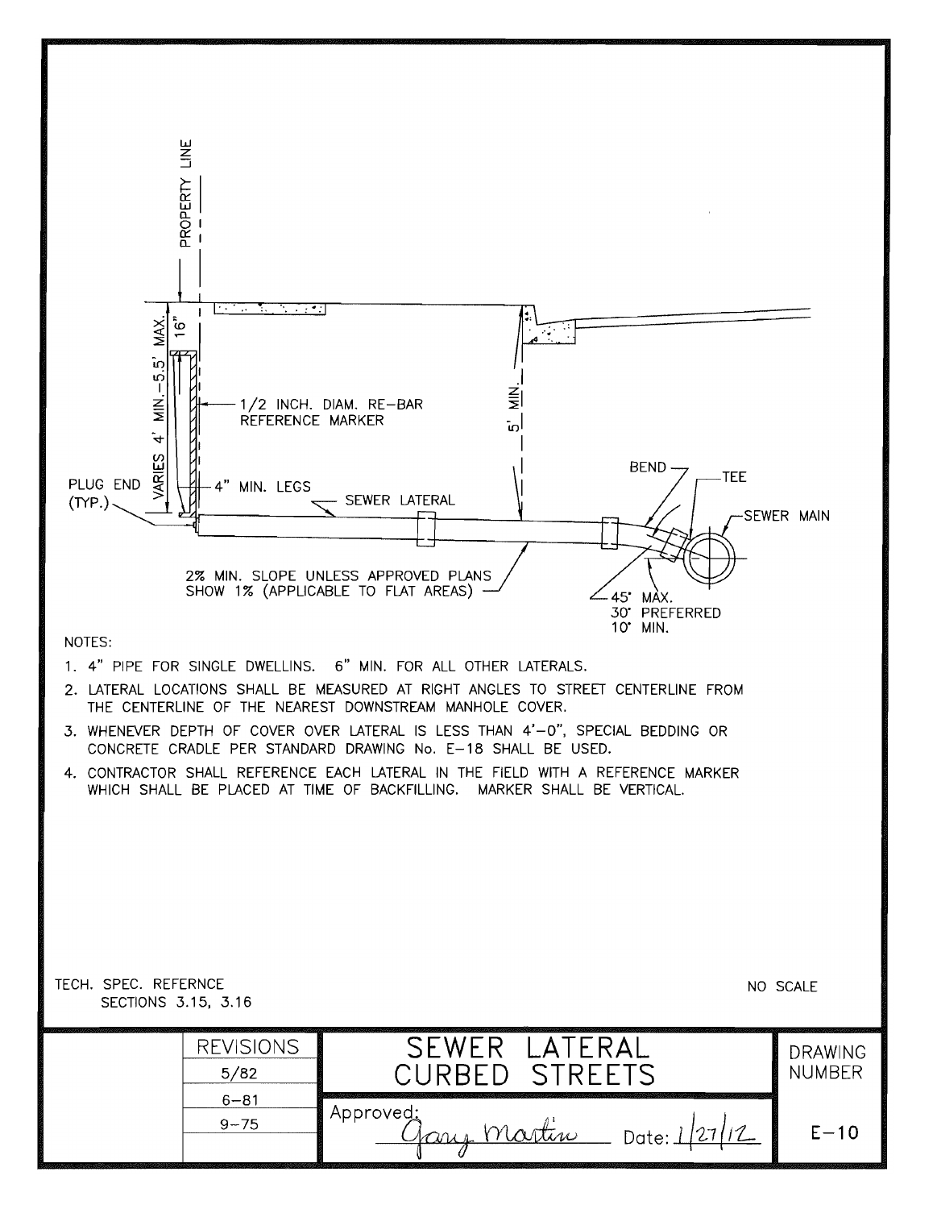PROPERTY LINE

16"

VARIES 4' MIN.–5.5' MAX.

1/2 INCH. DIAM. RE–BAR REFERENCE MARKER

5' MIN.

PLUG END (TYP.)

4" MIN. LEGS

SEWER LATERAL

BEND

TEE

SEWER MAIN

2% MIN. SLOPE UNLESS APPROVED PLANS SHOW 1% (APPLICABLE TO FLAT AREAS)

45° MAX.
30° PREFERRED
10° MIN.

NOTES:

1. 4" PIPE FOR SINGLE DWELLINS. 6" MIN. FOR ALL OTHER LATERALS.
2. LATERAL LOCATIONS SHALL BE MEASURED AT RIGHT ANGLES TO STREET CENTERLINE FROM THE CENTERLINE OF THE NEAREST DOWNSTREAM MANHOLE COVER.
3. WHENEVER DEPTH OF COVER OVER LATERAL IS LESS THAN 4'–0", SPECIAL BEDDING OR CONCRETE CRADLE PER STANDARD DRAWING No. E–18 SHALL BE USED.
4. CONTRACTOR SHALL REFERENCE EACH LATERAL IN THE FIELD WITH A REFERENCE MARKER WHICH SHALL BE PLACED AT TIME OF BACKFILLING. MARKER SHALL BE VERTICAL.

TECH. SPEC. REFERNCE
SECTIONS 3.15, 3.16

NO SCALE

| REVISIONS | SEWER LATERAL CURBED STREETS | DRAWING NUMBER |
|---|---|---|
| 5/82 | | |
| 6–81 | Approved: Gary Martin Date: 1/27/12 | E–10 |
| 9–75 | | |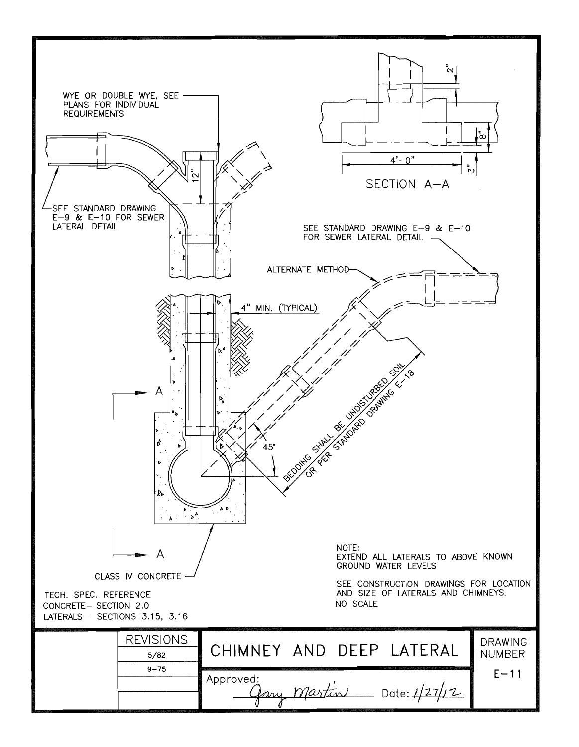WYE OR DOUBLE WYE, SEE PLANS FOR INDIVIDUAL REQUIREMENTS

12"

SEE STANDARD DRAWING E-9 & E-10 FOR SEWER LATERAL DETAIL

2"

8"

4'-0"

3"

SECTION A-A

SEE STANDARD DRAWING E-9 & E-10 FOR SEWER LATERAL DETAIL

ALTERNATE METHOD

4" MIN. (TYPICAL)

BEDDING SHALL BE UNDISTURBED SOIL OR PER STANDARD DRAWING E-18

45°

A

A

CLASS IV CONCRETE

TECH. SPEC. REFERENCE
CONCRETE- SECTION 2.0
LATERALS- SECTIONS 3.15, 3.16

NOTE:
EXTEND ALL LATERALS TO ABOVE KNOWN GROUND WATER LEVELS

SEE CONSTRUCTION DRAWINGS FOR LOCATION AND SIZE OF LATERALS AND CHIMNEYS.

NO SCALE

| REVISIONS | CHIMNEY AND DEEP LATERAL | DRAWING NUMBER |
|---|---|---|
| 5/82 | | E-11 |
| 9-75 | Approved: Gary Martin Date: 1/27/12 | |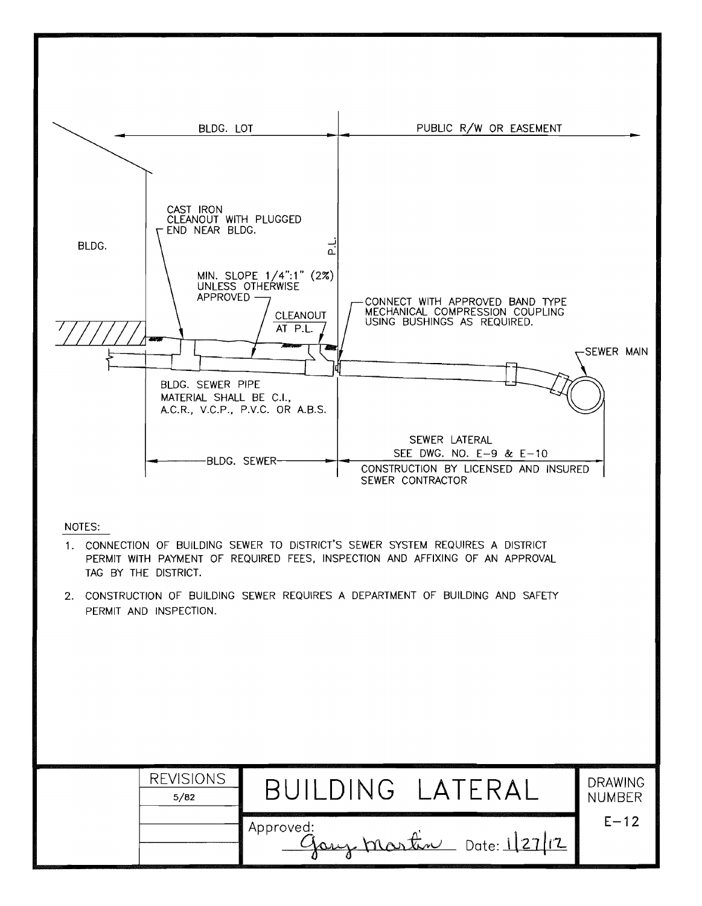BLDG. LOT

PUBLIC R/W OR EASEMENT

BLDG.

P.L.

CAST IRON CLEANOUT WITH PLUGGED END NEAR BLDG.

MIN. SLOPE 1/4":1" (2%) UNLESS OTHERWISE APPROVED

CLEANOUT AT P.L.

CONNECT WITH APPROVED BAND TYPE MECHANICAL COMPRESSION COUPLING USING BUSHINGS AS REQUIRED.

SEWER MAIN

BLDG. SEWER PIPE MATERIAL SHALL BE C.I., A.C.R., V.C.P., P.V.C. OR A.B.S.

SEWER LATERAL SEE DWG. NO. E–9 & E–10

BLDG. SEWER

CONSTRUCTION BY LICENSED AND INSURED SEWER CONTRACTOR

NOTES:

1. CONNECTION OF BUILDING SEWER TO DISTRICT'S SEWER SYSTEM REQUIRES A DISTRICT PERMIT WITH PAYMENT OF REQUIRED FEES, INSPECTION AND AFFIXING OF AN APPROVAL TAG BY THE DISTRICT.
2. CONSTRUCTION OF BUILDING SEWER REQUIRES A DEPARTMENT OF BUILDING AND SAFETY PERMIT AND INSPECTION.

| REVISIONS | BUILDING LATERAL | DRAWING NUMBER |
|---|---|---|
| 5/82 | Approved: Gary Martin Date: 1/27/12 | E–12 |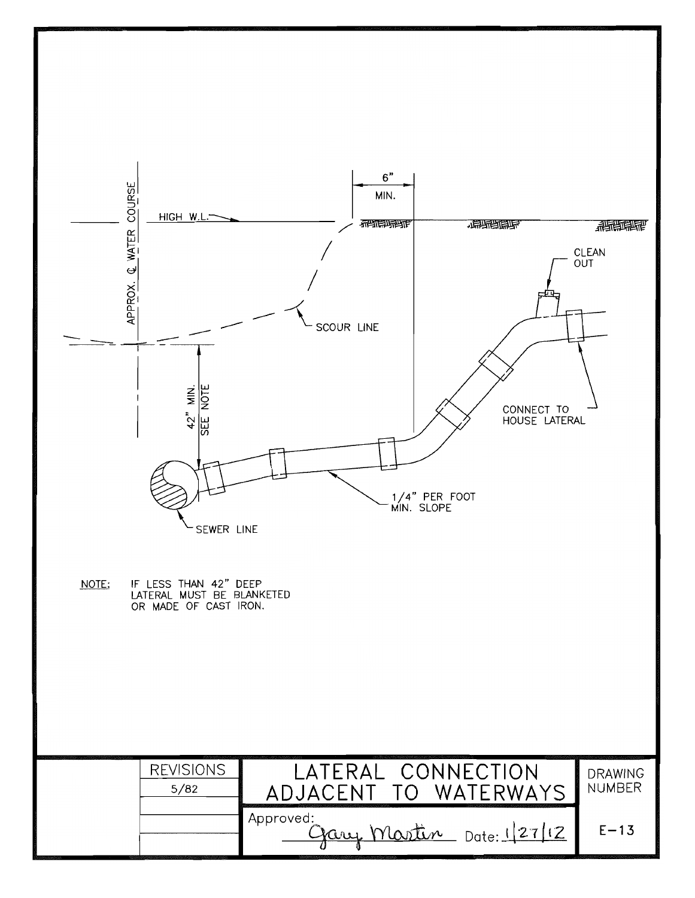6"
MIN.

HIGH W.L.

APPROX. ℄ WATER COURSE

CLEAN OUT

SCOUR LINE

42" MIN. SEE NOTE

CONNECT TO HOUSE LATERAL

1/4" PER FOOT MIN. SLOPE

SEWER LINE

NOTE: IF LESS THAN 42" DEEP LATERAL MUST BE BLANKETED OR MADE OF CAST IRON.

| | REVISIONS | LATERAL CONNECTION ADJACENT TO WATERWAYS | DRAWING NUMBER |
|---|---|---|---|
| | 5/82 | | |
| | | Approved: Gary Martin Date: 1/27/12 | E-13 |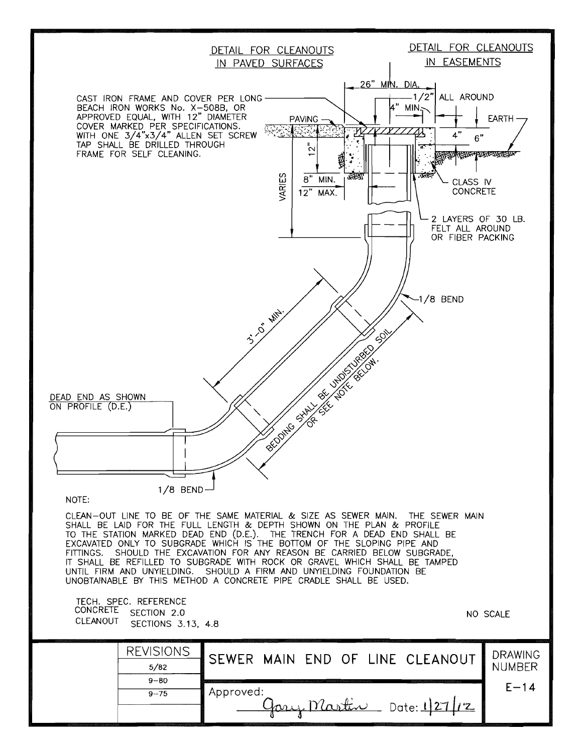## DETAIL FOR CLEANOUTS IN PAVED SURFACES

## DETAIL FOR CLEANOUTS IN EASEMENTS

CAST IRON FRAME AND COVER PER LONG BEACH IRON WORKS No. X-508B, OR APPROVED EQUAL, WITH 12" DIAMETER COVER MARKED PER SPECIFICATIONS. WITH ONE 3/4"x3/4" ALLEN SET SCREW TAP SHALL BE DRILLED THROUGH FRAME FOR SELF CLEANING.

26" MIN. DIA.

1/2" ALL AROUND

4" MIN.

PAVING

EARTH

4"

6"

12"

8" MIN.

12" MAX.

VARIES

CLASS IV CONCRETE

2 LAYERS OF 30 LB. FELT ALL AROUND OR FIBER PACKING

1/8 BEND

3'-0" MIN.

BEDDING SHALL BE UNDISTURBED SOIL OR SEE NOTE BELOW.

DEAD END AS SHOWN ON PROFILE (D.E.)

1/8 BEND

NOTE:

CLEAN-OUT LINE TO BE OF THE SAME MATERIAL & SIZE AS SEWER MAIN. THE SEWER MAIN SHALL BE LAID FOR THE FULL LENGTH & DEPTH SHOWN ON THE PLAN & PROFILE TO THE STATION MARKED DEAD END (D.E.). THE TRENCH FOR A DEAD END SHALL BE EXCAVATED ONLY TO SUBGRADE WHICH IS THE BOTTOM OF THE SLOPING PIPE AND FITTINGS. SHOULD THE EXCAVATION FOR ANY REASON BE CARRIED BELOW SUBGRADE, IT SHALL BE REFILLED TO SUBGRADE WITH ROCK OR GRAVEL WHICH SHALL BE TAMPED UNTIL FIRM AND UNYIELDING. SHOULD A FIRM AND UNYIELDING FOUNDATION BE UNOBTAINABLE BY THIS METHOD A CONCRETE PIPE CRADLE SHALL BE USED.

TECH. SPEC. REFERENCE
CONCRETE SECTION 2.0
CLEANOUT SECTIONS 3.13, 4.8

NO SCALE

| REVISIONS | SEWER MAIN END OF LINE CLEANOUT | DRAWING NUMBER |
|---|---|---|
| 5/82 | | E-14 |
| 9-80 | Approved: Gary Martin Date: 1/27/12 | |
| 9-75 | | |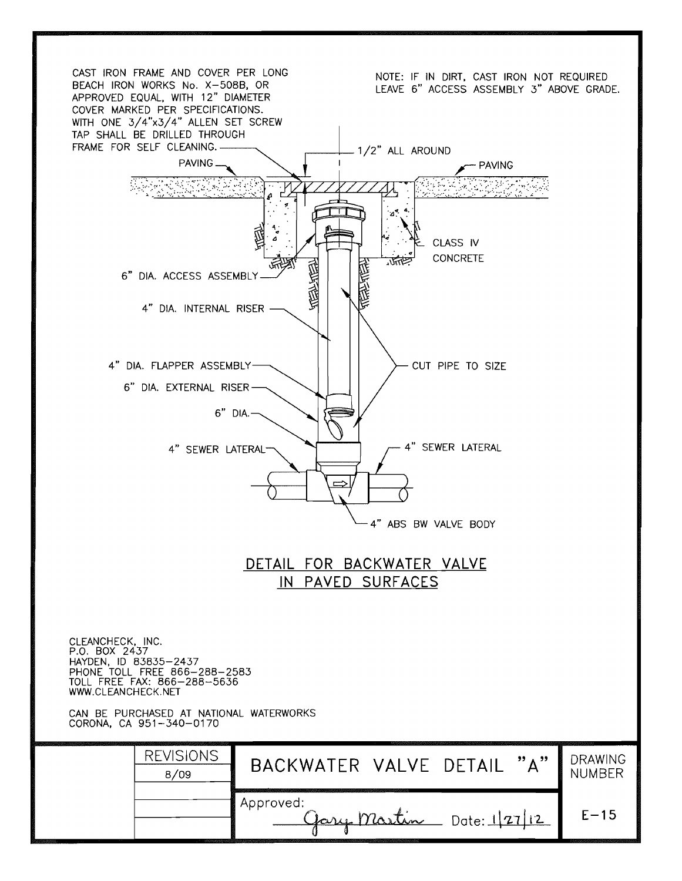CAST IRON FRAME AND COVER PER LONG BEACH IRON WORKS No. X-508B, OR APPROVED EQUAL, WITH 12" DIAMETER COVER MARKED PER SPECIFICATIONS. WITH ONE 3/4"x3/4" ALLEN SET SCREW TAP SHALL BE DRILLED THROUGH FRAME FOR SELF CLEANING.

NOTE: IF IN DIRT, CAST IRON NOT REQUIRED LEAVE 6" ACCESS ASSEMBLY 3" ABOVE GRADE.

1/2" ALL AROUND

PAVING

PAVING

CLASS IV CONCRETE

6" DIA. ACCESS ASSEMBLY

4" DIA. INTERNAL RISER

4" DIA. FLAPPER ASSEMBLY

CUT PIPE TO SIZE

6" DIA. EXTERNAL RISER

6" DIA.

4" SEWER LATERAL

4" SEWER LATERAL

4" ABS BW VALVE BODY

## DETAIL FOR BACKWATER VALVE IN PAVED SURFACES

CLEANCHECK, INC.
P.O. BOX 2437
HAYDEN, ID 83835-2437
PHONE TOLL FREE 866-288-2583
TOLL FREE FAX: 866-288-5636
WWW.CLEANCHECK.NET

CAN BE PURCHASED AT NATIONAL WATERWORKS
CORONA, CA 951-340-0170

| | REVISIONS | BACKWATER VALVE DETAIL "A" | DRAWING NUMBER |
|---|---|---|---|
| | 8/09 | | |
| | | Approved: Gary Martin Date: 1/27/12 | E-15 |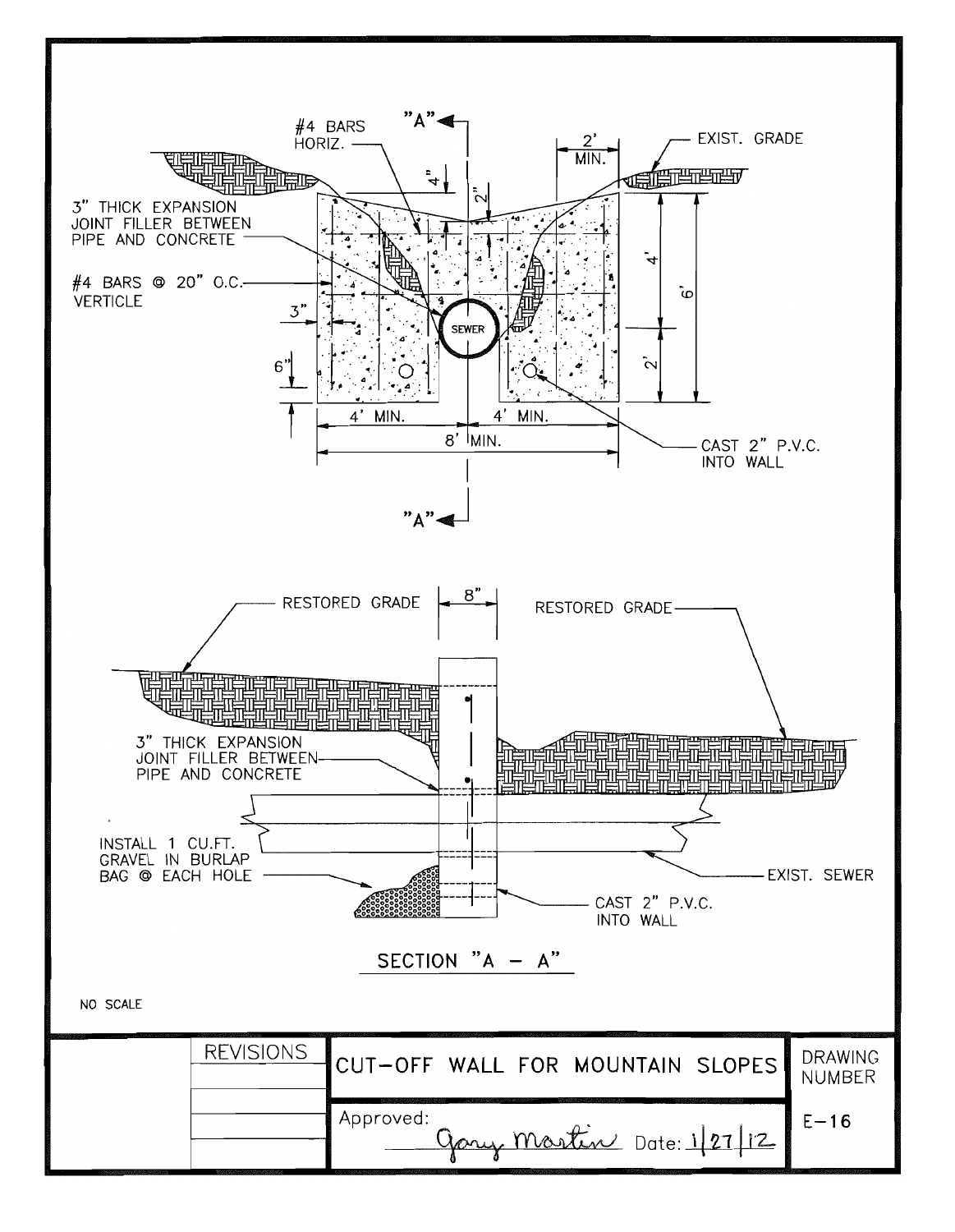"A"

#4 BARS HORIZ.

2' MIN.

EXIST. GRADE

4"

2"

3" THICK EXPANSION JOINT FILLER BETWEEN PIPE AND CONCRETE

4'

6'

#4 BARS @ 20" O.C. VERTICLE

3"

SEWER

2'

6"

4' MIN.

4' MIN.

8' MIN.

CAST 2" P.V.C. INTO WALL

"A"

RESTORED GRADE

8"

RESTORED GRADE

3" THICK EXPANSION JOINT FILLER BETWEEN PIPE AND CONCRETE

INSTALL 1 CU.FT. GRAVEL IN BURLAP BAG @ EACH HOLE

EXIST. SEWER

CAST 2" P.V.C. INTO WALL

## SECTION "A – A"

NO SCALE

| REVISIONS | CUT-OFF WALL FOR MOUNTAIN SLOPES | DRAWING NUMBER |
|---|---|---|
| | Approved: Gary Martin Date: 1/27/12 | E-16 |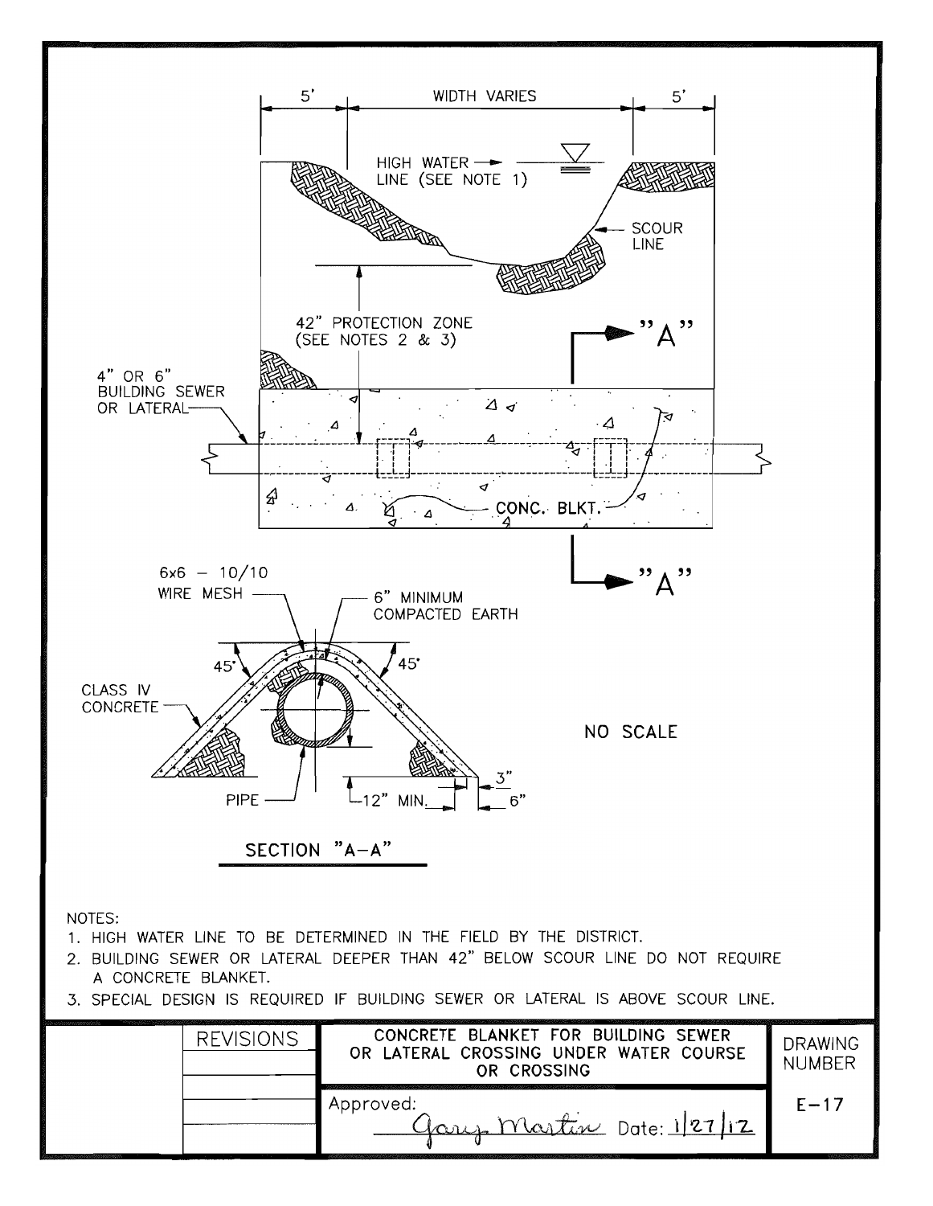5' | WIDTH VARIES | 5'

HIGH WATER LINE (SEE NOTE 1)

SCOUR LINE

42" PROTECTION ZONE (SEE NOTES 2 & 3)

"A"

4" OR 6" BUILDING SEWER OR LATERAL

CONC. BLKT.

"A"

6x6 – 10/10 WIRE MESH

6" MINIMUM COMPACTED EARTH

45°

45°

CLASS IV CONCRETE

NO SCALE

PIPE

12" MIN.

3"

6"

SECTION "A–A"

NOTES:

1. HIGH WATER LINE TO BE DETERMINED IN THE FIELD BY THE DISTRICT.
2. BUILDING SEWER OR LATERAL DEEPER THAN 42" BELOW SCOUR LINE DO NOT REQUIRE A CONCRETE BLANKET.
3. SPECIAL DESIGN IS REQUIRED IF BUILDING SEWER OR LATERAL IS ABOVE SCOUR LINE.

| REVISIONS | CONCRETE BLANKET FOR BUILDING SEWER OR LATERAL CROSSING UNDER WATER COURSE OR CROSSING | DRAWING NUMBER |
|---|---|---|
| | Approved: Gary Martin Date: 1/27/12 | E–17 |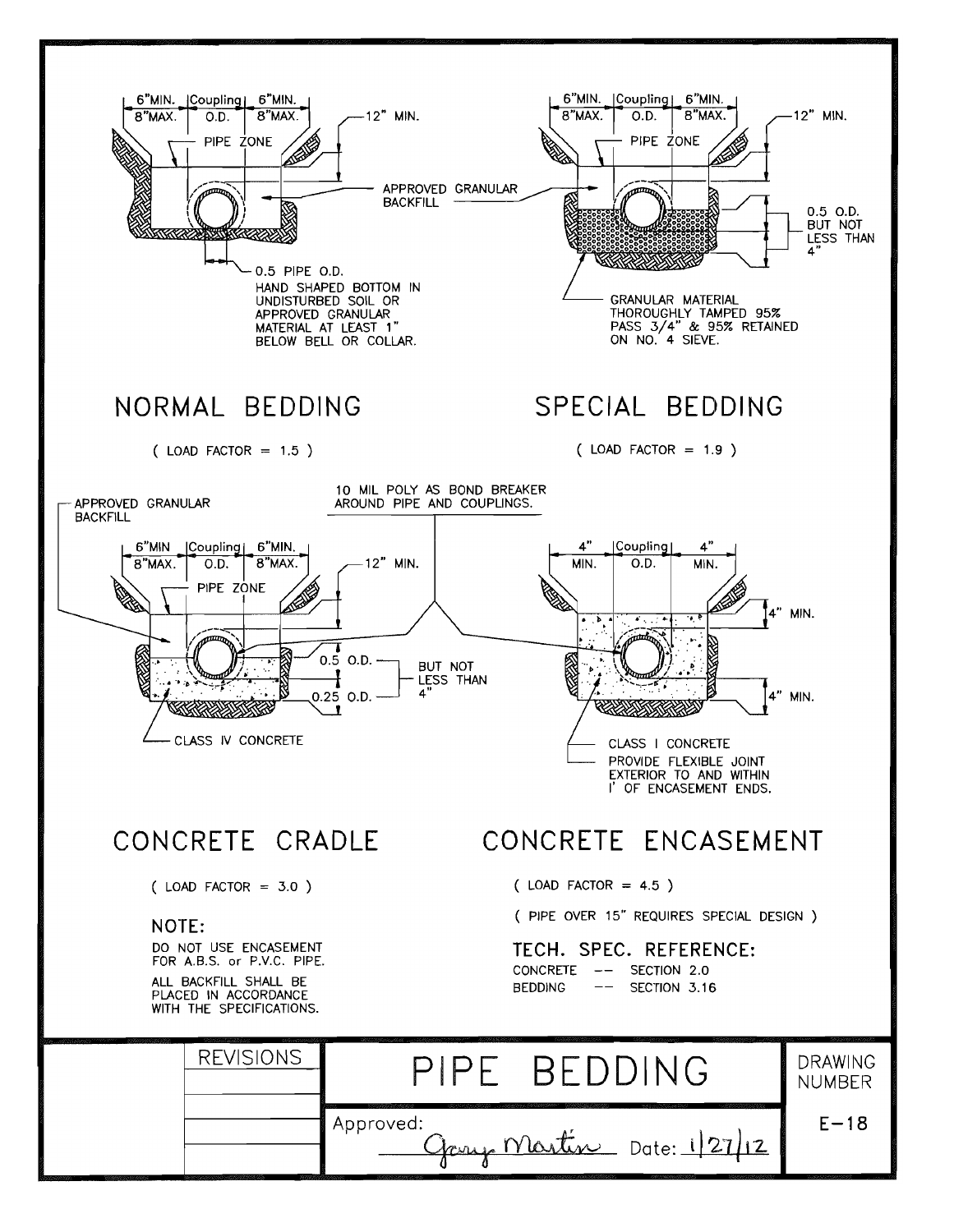6"MIN. 8"MAX. | Coupling O.D. | 6"MIN. 8"MAX.

12" MIN.

PIPE ZONE

APPROVED GRANULAR BACKFILL

0.5 PIPE O.D.

HAND SHAPED BOTTOM IN UNDISTURBED SOIL OR APPROVED GRANULAR MATERIAL AT LEAST 1" BELOW BELL OR COLLAR.

## NORMAL BEDDING

( LOAD FACTOR = 1.5 )

6"MIN. 8"MAX. | Coupling O.D. | 6"MIN. 8"MAX.

12" MIN.

PIPE ZONE

0.5 O.D. BUT NOT LESS THAN 4"

GRANULAR MATERIAL THOROUGHLY TAMPED 95% PASS 3/4" & 95% RETAINED ON NO. 4 SIEVE.

## SPECIAL BEDDING

( LOAD FACTOR = 1.9 )

APPROVED GRANULAR BACKFILL

10 MIL POLY AS BOND BREAKER AROUND PIPE AND COUPLINGS.

6"MIN 8"MAX. | Coupling O.D. | 6"MIN. 8"MAX.

12" MIN.

PIPE ZONE

0.5 O.D.

0.25 O.D.

BUT NOT LESS THAN 4"

CLASS IV CONCRETE

## CONCRETE CRADLE

( LOAD FACTOR = 3.0 )

### NOTE:

DO NOT USE ENCASEMENT FOR A.B.S. or P.V.C. PIPE.

ALL BACKFILL SHALL BE PLACED IN ACCORDANCE WITH THE SPECIFICATIONS.

4" MIN. | Coupling O.D. | 4" MIN.

4" MIN.

4" MIN.

CLASS I CONCRETE

PROVIDE FLEXIBLE JOINT EXTERIOR TO AND WITHIN 1' OF ENCASEMENT ENDS.

## CONCRETE ENCASEMENT

( LOAD FACTOR = 4.5 )

( PIPE OVER 15" REQUIRES SPECIAL DESIGN )

### TECH. SPEC. REFERENCE:

CONCRETE -- SECTION 2.0

BEDDING -- SECTION 3.16

| REVISIONS | PIPE BEDDING | DRAWING NUMBER |
|---|---|---|
| | Approved: Gary Martin Date: 1/27/12 | E-18 |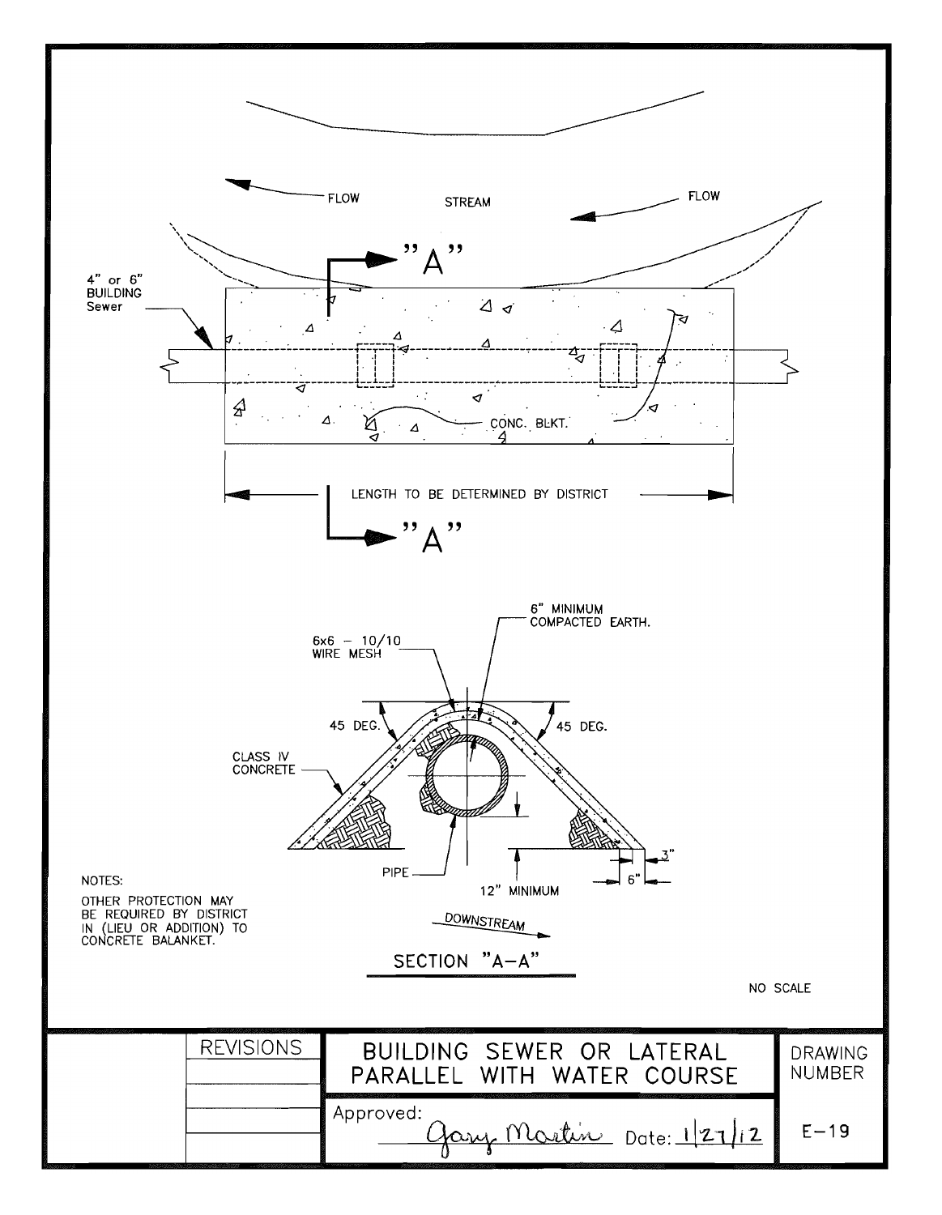FLOW

STREAM

FLOW

"A"

4" or 6" BUILDING Sewer

CONC. BLKT.

LENGTH TO BE DETERMINED BY DISTRICT

"A"

6" MINIMUM COMPACTED EARTH.

6x6 – 10/10 WIRE MESH

45 DEG.

45 DEG.

CLASS IV CONCRETE

PIPE

12" MINIMUM

3"

6"

DOWNSTREAM

## SECTION "A–A"

NOTES:

OTHER PROTECTION MAY BE REQUIRED BY DISTRICT IN (LIEU OR ADDITION) TO CONCRETE BALANKET.

NO SCALE

| REVISIONS | BUILDING SEWER OR LATERAL PARALLEL WITH WATER COURSE | DRAWING NUMBER |
|---|---|---|
| | Approved: Gary Martin Date: 1/27/12 | E–19 |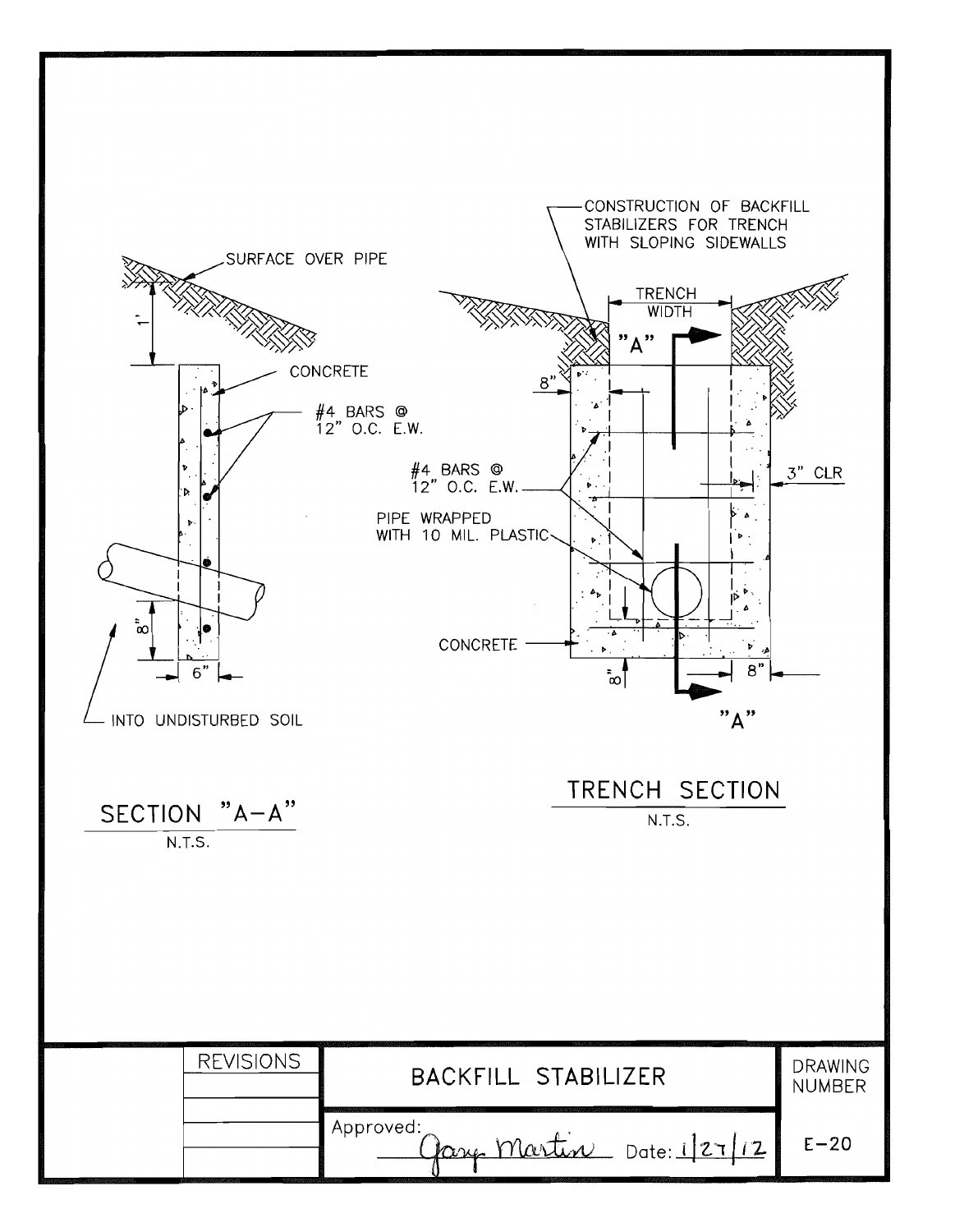SURFACE OVER PIPE

1'

CONCRETE

#4 BARS @ 12" O.C. E.W.

8"

6"

INTO UNDISTURBED SOIL

## SECTION "A–A"

N.T.S.

CONSTRUCTION OF BACKFILL STABILIZERS FOR TRENCH WITH SLOPING SIDEWALLS

TRENCH WIDTH

"A"

8"

#4 BARS @ 12" O.C. E.W.

3" CLR

PIPE WRAPPED WITH 10 MIL. PLASTIC

CONCRETE

8"

8"

"A"

## TRENCH SECTION

N.T.S.

| REVISIONS | BACKFILL STABILIZER | DRAWING NUMBER |
|---|---|---|
| | Approved: Gary Martin Date: 1/27/12 | E–20 |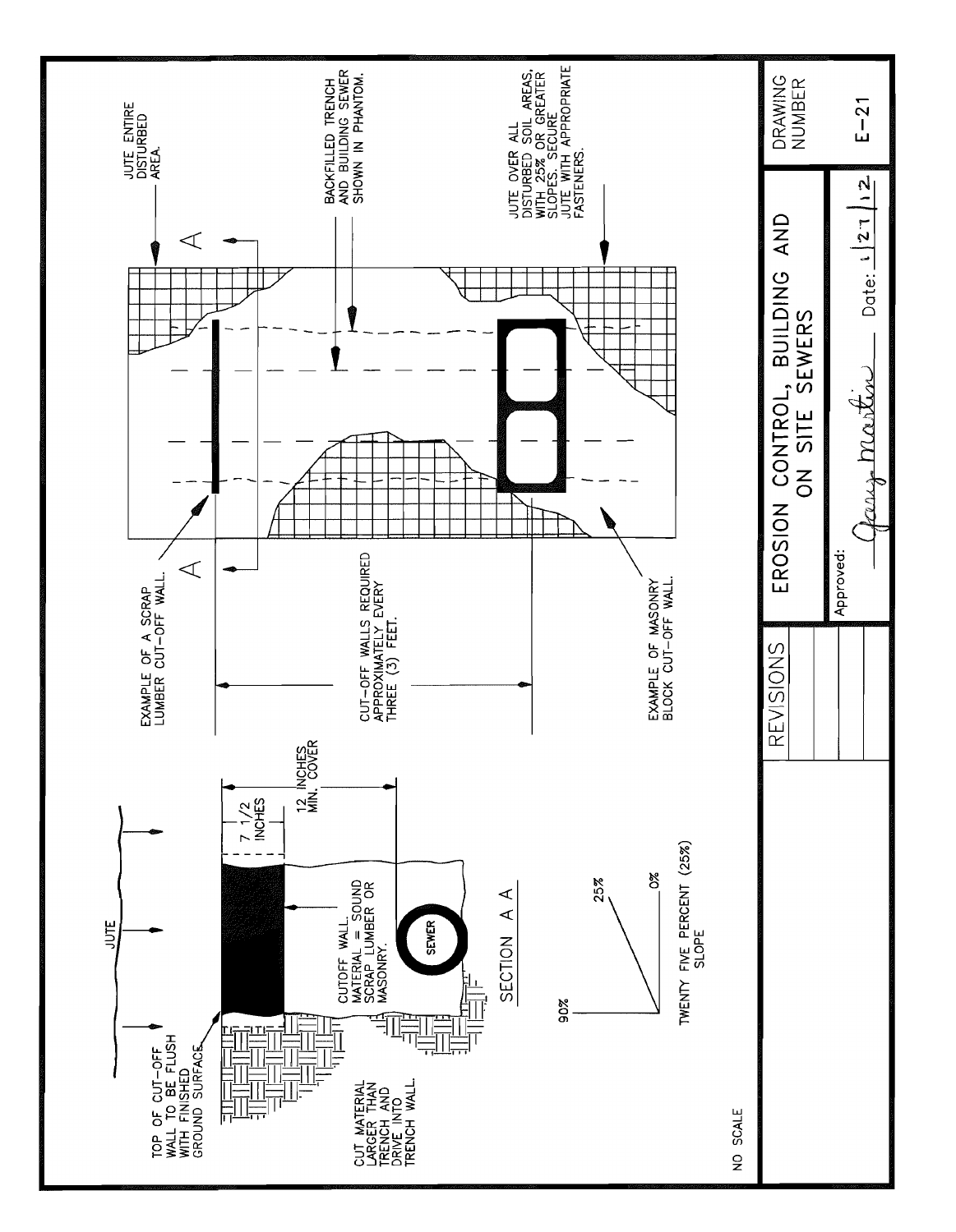# EROSION CONTROL, BUILDING AND ON SITE SEWERS

DRAWING NUMBER: E-21

NO SCALE

## SECTION A A

- JUTE
- TOP OF CUT-OFF WALL TO BE FLUSH WITH FINISHED GROUND SURFACE.
- CUT MATERIAL LARGER THAN TRENCH AND DRIVE INTO TRENCH WALL.
- 7 1/2 INCHES
- 12 INCHES MIN. COVER
- CUTOFF WALL. MATERIAL = SOUND SCRAP LUMBER OR MASONRY.
- SEWER

TWENTY FIVE PERCENT (25%) SLOPE

90% / 25% / 0%

## Plan

- JUTE ENTIRE DISTURBED AREA.
- BACKFILLED TRENCH AND BUILDING SEWER SHOWN IN PHANTOM.
- JUTE OVER ALL DISTURBED SOIL AREAS, WITH 25% OR GREATER SLOPES. SECURE JUTE WITH APPROPRIATE FASTENERS.
- EXAMPLE OF A SCRAP LUMBER CUT-OFF WALL.
- CUT-OFF WALLS REQUIRED APPROXIMATELY EVERY THREE (3) FEET.
- EXAMPLE OF MASONRY BLOCK CUT-OFF WALL.
- A — A

REVISIONS

Approved: Gary Martin Date: 1/27/12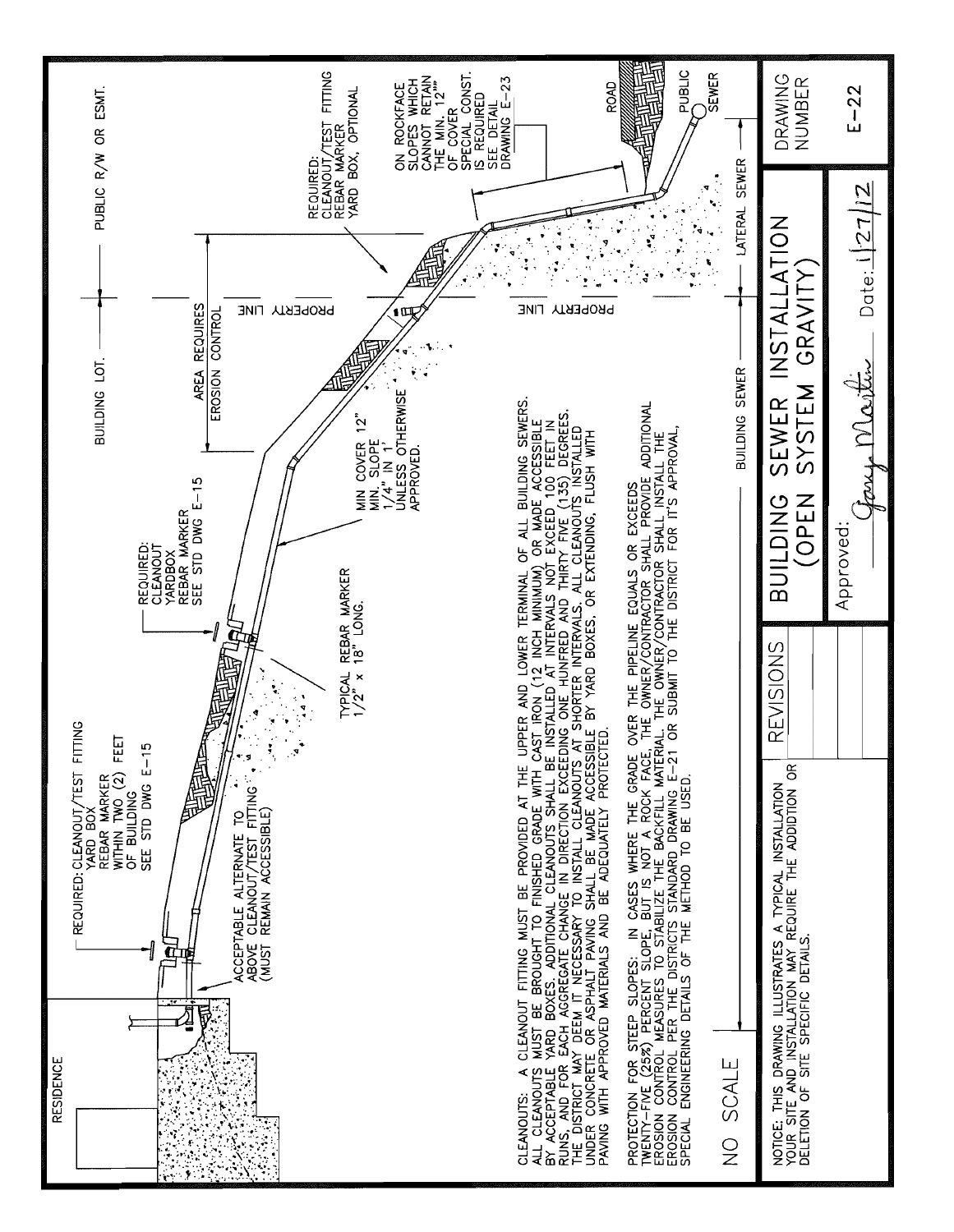RESIDENCE

BUILDING LOT. — PUBLIC R/W OR ESMT.

REQUIRED: CLEANOUT/TEST FITTING
YARD BOX
REBAR MARKER
WITHIN TWO (2) FEET
OF BUILDING
SEE STD DWG E-15

ACCEPTABLE ALTERNATE TO
ABOVE CLEANOUT/TEST FITTING
(MUST REMAIN ACCESSIBLE)

REQUIRED:
CLEANOUT
YARDBOX
REBAR MARKER
SEE STD DWG E-15

TYPICAL REBAR MARKER
1/2" x 18" LONG.

MIN COVER 12"
MIN. SLOPE
1/4" IN 1'
UNLESS OTHERWISE
APPROVED.

AREA REQUIRES
EROSION CONTROL

PROPERTY LINE

REQUIRED:
CLEANOUT/TEST FITTING
REBAR MARKER
YARD BOX, OPTIONAL

ON ROCKFACE
SLOPES WHICH
CANNOT RETAIN
THE MIN. 12""
OF COVER
SPECIAL CONST.
IS REQUIRED
SEE DETAIL
DRAWING E-23

ROAD

PUBLIC
SEWER

BUILDING SEWER — LATERAL SEWER

CLEANOUTS: A CLEANOUT FITTING MUST BE PROVIDED AT THE UPPER AND LOWER TERMINAL OF ALL BUILDING SEWERS. ALL CLEANOUTS MUST BE BROUGHT TO FINISHED GRADE WITH CAST IRON (12 INCH MINIMUM) OR MADE ACCESSIBLE BY ACCEPTABLE YARD BOXES. ADDITIONAL CLEANOUTS SHALL BE INSTALLED AT INTERVALS NOT EXCEED 100 FEET IN RUNS, AND FOR EACH AGGREGATE CHANGE IN DIRECTION EXCEEDING ONE HUNFRED AND THIRTY FIVE (135) DEGREES. THE DISTRICT MAY DEEM IT NECESSARY TO INSTALL CLEANOUTS AT SHORTER INTERVALS. ALL CLEANOUTS INSTALLED UNDER CONCRETE OR ASPHALT PAVING SHALL BE MADE ACCESSIBLE BY YARD BOXES, OR EXTENDING, FLUSH WITH PAVING WITH APPROVED MATERIALS AND BE ADEQUATELY PROTECTED.

PROTECTION FOR STEEP SLOPES: IN CASES WHERE THE GRADE OVER THE PIPELINE EQUALS OR EXCEEDS TWENTY-FIVE (25%) PERCENT SLOPE, BUT IS NOT A ROCK FACE, THE OWNER/CONTRACTOR SHALL PROVIDE ADDITIONAL EROSION CONTROL MEASURES TO STABILIZE THE BACKFILL MATERIAL. THE OWNER/CONTRACTOR SHALL INSTALL THE EROSION CONTROL PER THE DISTRICTS STANDARD DRAWING E-21 OR SUBMIT TO THE DISTRICT FOR IT'S APPROVAL, SPECIAL ENGINEERING DETAILS OF THE METHOD TO BE USED.

NO SCALE

NOTICE: THIS DRAWING ILLUSTRATES A TYPICAL INSTALLATION YOUR SITE AND INSTALLATION MAY REQUIRE THE ADDITION OR DELETION OF SITE SPECIFIC DETAILS.

REVISIONS

# BUILDING SEWER INSTALLATION (OPEN SYSTEM GRAVITY)

Approved: Gary Martin Date: 1/27/12

DRAWING NUMBER

E-22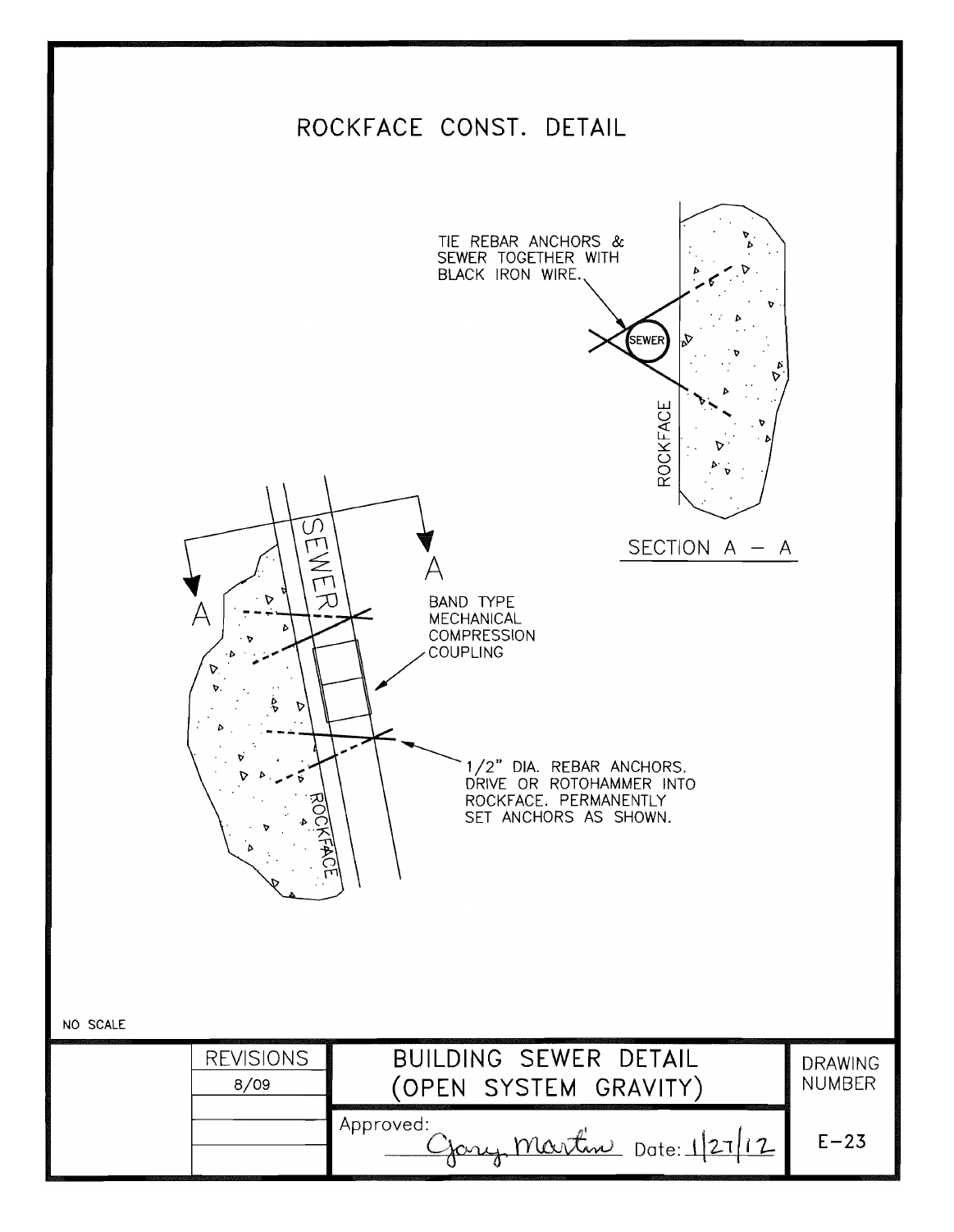# ROCKFACE CONST. DETAIL

TIE REBAR ANCHORS & SEWER TOGETHER WITH BLACK IRON WIRE.

SEWER

ROCKFACE

SECTION A – A

A

A

SEWER

BAND TYPE MECHANICAL COMPRESSION COUPLING

1/2" DIA. REBAR ANCHORS. DRIVE OR ROTOHAMMER INTO ROCKFACE. PERMANENTLY SET ANCHORS AS SHOWN.

ROCKFACE

NO SCALE

| | REVISIONS | BUILDING SEWER DETAIL (OPEN SYSTEM GRAVITY) | DRAWING NUMBER |
|---|---|---|---|
| | 8/09 | | |
| | | Approved: Gary Martin Date: 1/27/12 | E-23 |
| | | | |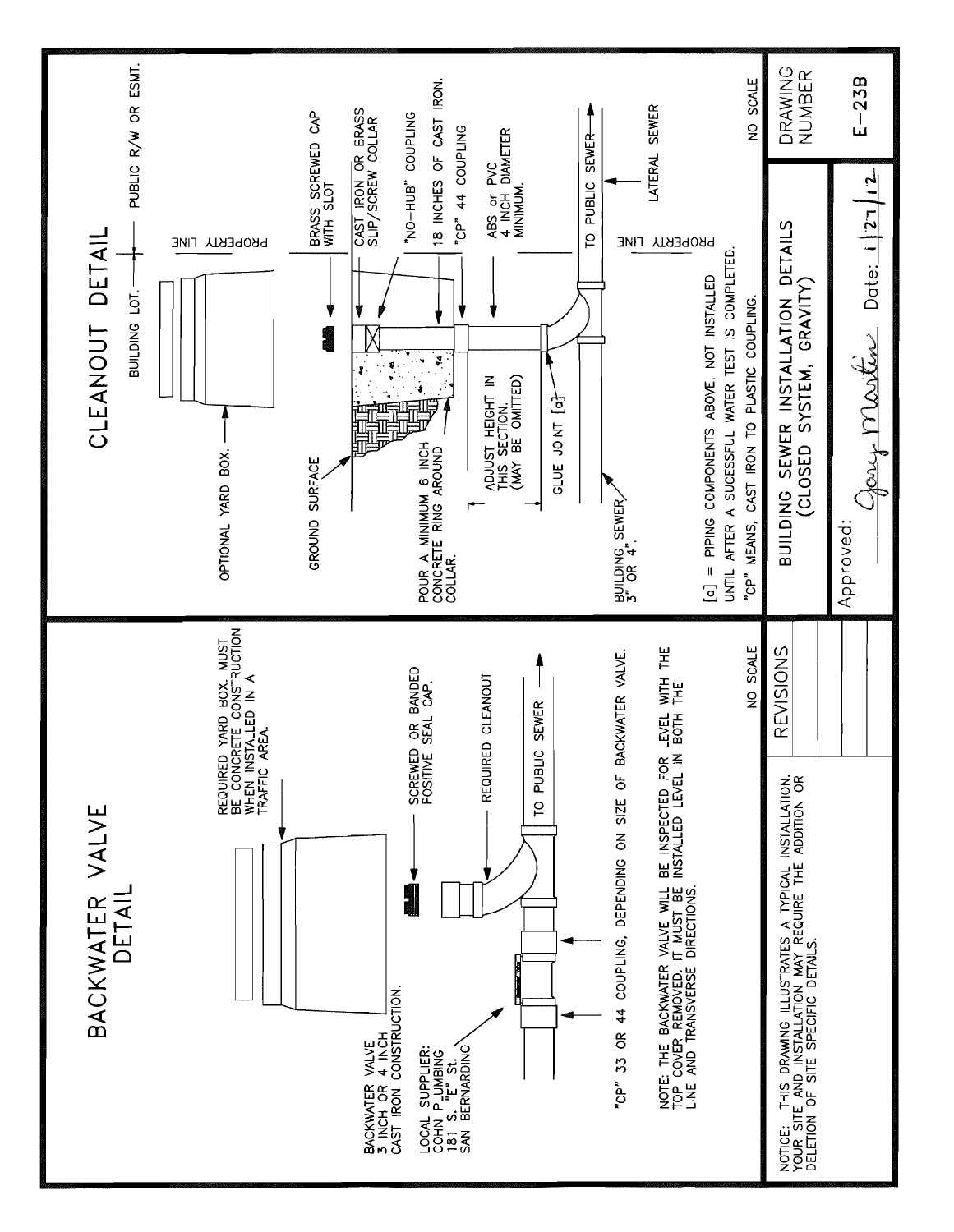## BACKWATER VALVE DETAIL

REQUIRED YARD BOX. MUST BE CONCRETE CONSTRUCTION WHEN INSTALLED IN A TRAFFIC AREA.

SCREWED OR BANDED POSITIVE SEAL CAP.

REQUIRED CLEANOUT

TO PUBLIC SEWER

BACKWATER VALVE 3 INCH OR 4 INCH CAST IRON CONSTRUCTION.

LOCAL SUPPLIER:
COHN PLUMBING
181 S. "E" St.
SAN BERNARDINO

"CP" 33 OR 44 COUPLING, DEPENDING ON SIZE OF BACKWATER VALVE.

NOTE: THE BACKWATER VALVE WILL BE INSPECTED FOR LEVEL WITH THE TOP COVER REMOVED. IT MUST BE INSTALLED LEVEL IN BOTH THE LINE AND TRANSVERSE DIRECTIONS.

NO SCALE

## CLEANOUT DETAIL

BUILDING LOT. — PUBLIC R/W OR ESMT.

PROPERTY LINE

OPTIONAL YARD BOX.

GROUND SURFACE

BRASS SCREWED CAP WITH SLOT

CAST IRON OR BRASS SLIP/SCREW COLLAR

"NO-HUB" COUPLING

18 INCHES OF CAST IRON.

"CP" 44 COUPLING

ABS or PVC 4 INCH DIAMETER MINIMUM.

POUR A MINIMUM 6 INCH CONCRETE RING AROUND COLLAR.

ADJUST HEIGHT IN THIS SECTION. (MAY BE OMITTED)

GLUE JOINT [a]

TO PUBLIC SEWER

LATERAL SEWER

BUILDING SEWER 3" OR 4".

[a] = PIPING COMPONENTS ABOVE, NOT INSTALLED UNTIL AFTER A SUCESSFUL WATER TEST IS COMPLETED.

"CP" MEANS, CAST IRON TO PLASTIC COUPLING.

NO SCALE

NOTICE: THIS DRAWING ILLUSTRATES A TYPICAL INSTALLATION. YOUR SITE AND INSTALLATION MAY REQUIRE THE ADDITION OR DELETION OF SITE SPECIFIC DETAILS.

REVISIONS

BUILDING SEWER INSTALLATION DETAILS (CLOSED SYSTEM, GRAVITY)

Approved: Gary Martin Date: 1/27/12

DRAWING NUMBER

E-23B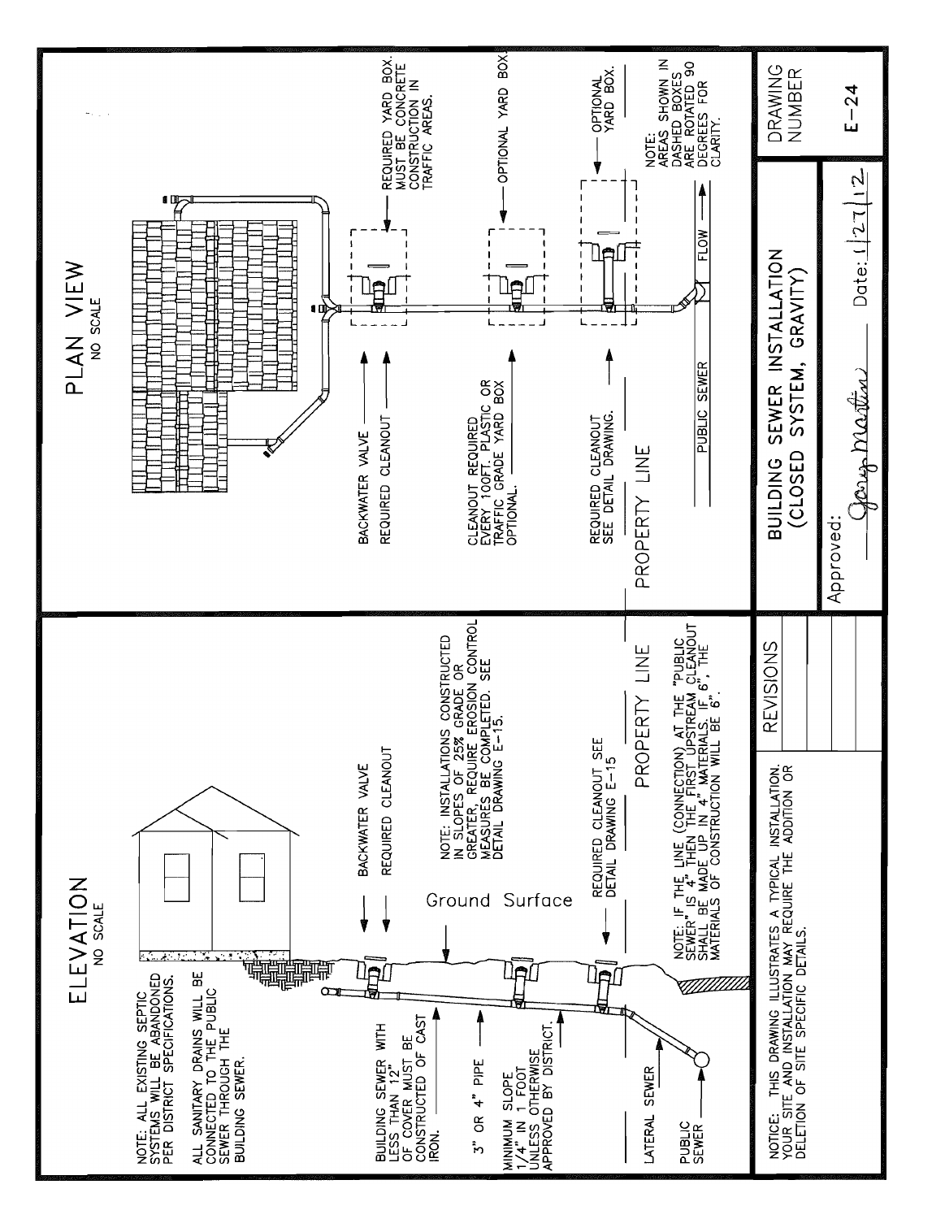## ELEVATION
NO SCALE

NOTE: ALL EXISTING SEPTIC SYSTEMS WILL BE ABANDONED PER DISTRICT SPECIFICATIONS.

ALL SANITARY DRAINS WILL BE CONNECTED TO THE PUBLIC SEWER THROUGH THE BUILDING SEWER.

BUILDING SEWER WITH LESS THAN 12" OF COVER MUST BE CONSTRUCTED OF CAST IRON.

3" OR 4" PIPE

MINIMUM SLOPE 1/4" IN 1 FOOT UNLESS OTHERWISE APPROVED BY DISTRICT.

LATERAL SEWER

PUBLIC SEWER

BACKWATER VALVE

REQUIRED CLEANOUT

Ground Surface

NOTE: INSTALLATIONS CONSTRUCTED IN SLOPES OF 25% GRADE OR GREATER, REQUIRE EROSION CONTROL MEASURES BE COMPLETED. SEE DETAIL DRAWING E-15.

REQUIRED CLEANOUT SEE DETAIL DRAWING E-15

PROPERTY LINE

NOTE: IF THE LINE (CONNECTION) AT THE "PUBLIC SEWER" IS 4" THEN THE FIRST UPSTREAM CLEANOUT SHALL BE MADE UP IN 4" MATERIALS. IF 6", THE MATERIALS OF CONSTRUCTION WILL BE 6".

## PLAN VIEW
NO SCALE

BACKWATER VALVE

REQUIRED CLEANOUT

REQUIRED YARD BOX. MUST BE CONCRETE CONSTRUCTION IN TRAFFIC AREAS.

CLEANOUT REQUIRED EVERY 100FT. PLASTIC OR TRAFFIC GRADE YARD BOX OPTIONAL.

OPTIONAL YARD BOX

REQUIRED CLEANOUT SEE DETAIL DRAWING.

OPTIONAL YARD BOX.

PROPERTY LINE

PUBLIC SEWER

FLOW

NOTE: AREAS SHOWN IN DASHED BOXES ARE ROTATED 90 DEGREES FOR CLARITY.

NOTICE: THIS DRAWING ILLUSTRATES A TYPICAL INSTALLATION. YOUR SITE AND INSTALLATION MAY REQUIRE THE ADDITION OR DELETION OF SITE SPECIFIC DETAILS.

| REVISIONS |
|---|
| |
| |
| |

**BUILDING SEWER INSTALLATION (CLOSED SYSTEM, GRAVITY)**

Approved: Jerry Martin Date: 1/27/12

DRAWING NUMBER: E-24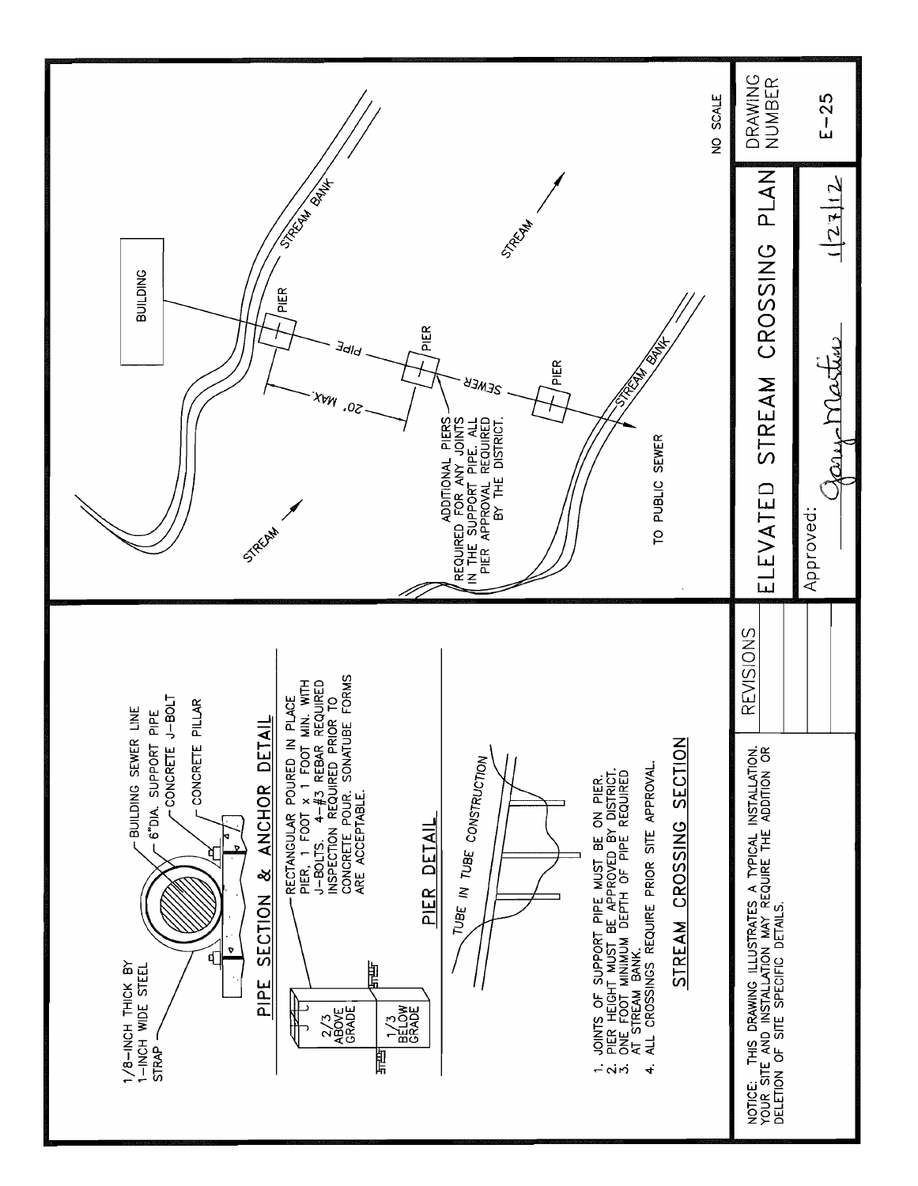## PIPE SECTION & ANCHOR DETAIL

1/8-INCH THICK BY 1-INCH WIDE STEEL STRAP

BUILDING SEWER LINE

6"DIA. SUPPORT PIPE

CONCRETE J-BOLT

CONCRETE PILLAR

## PIER DETAIL

2/3 ABOVE GRADE

1/3 BELOW GRADE

RECTANGULAR PIER POURED IN PLACE PIER, 1 FOOT x 1 FOOT MIN. WITH J-BOLTS. 4-#3 REBAR. REQUIRED INSPECTION REQUIRED PRIOR TO CONCRETE POUR. SONATUBE FORMS ARE ACCEPTABLE.

## STREAM CROSSING SECTION

TUBE IN TUBE CONSTRUCTION

1. JOINTS OF SUPPORT PIPE MUST BE ON PIER.
2. PIER HEIGHT MUST BE APPROVED BY DISTRICT.
3. ONE FOOT MINIMUM DEPTH OF PIPE REQUIRED AT STREAM BANK.
4. ALL CROSSINGS REQUIRE PRIOR SITE APPROVAL.

NOTICE: THIS DRAWING ILLUSTRATES A TYPICAL INSTALLATION. YOUR SITE AND INSTALLATION MAY REQUIRE THE ADDITION OR DELETION OF SITE SPECIFIC DETAILS.

REVISIONS

BUILDING

PIER

PIER

PIER

SEWER PIPE

20' MAX.

ADDITIONAL PIERS REQUIRED FOR ANY JOINTS IN THE SUPPORT PIPE. ALL PIER APPROVAL REQUIRED BY THE DISTRICT.

STREAM BANK

STREAM BANK

STREAM

STREAM

TO PUBLIC SEWER

NO SCALE

# ELEVATED STREAM CROSSING PLAN

Approved: Gary Martin 1/27/12

DRAWING NUMBER

E-25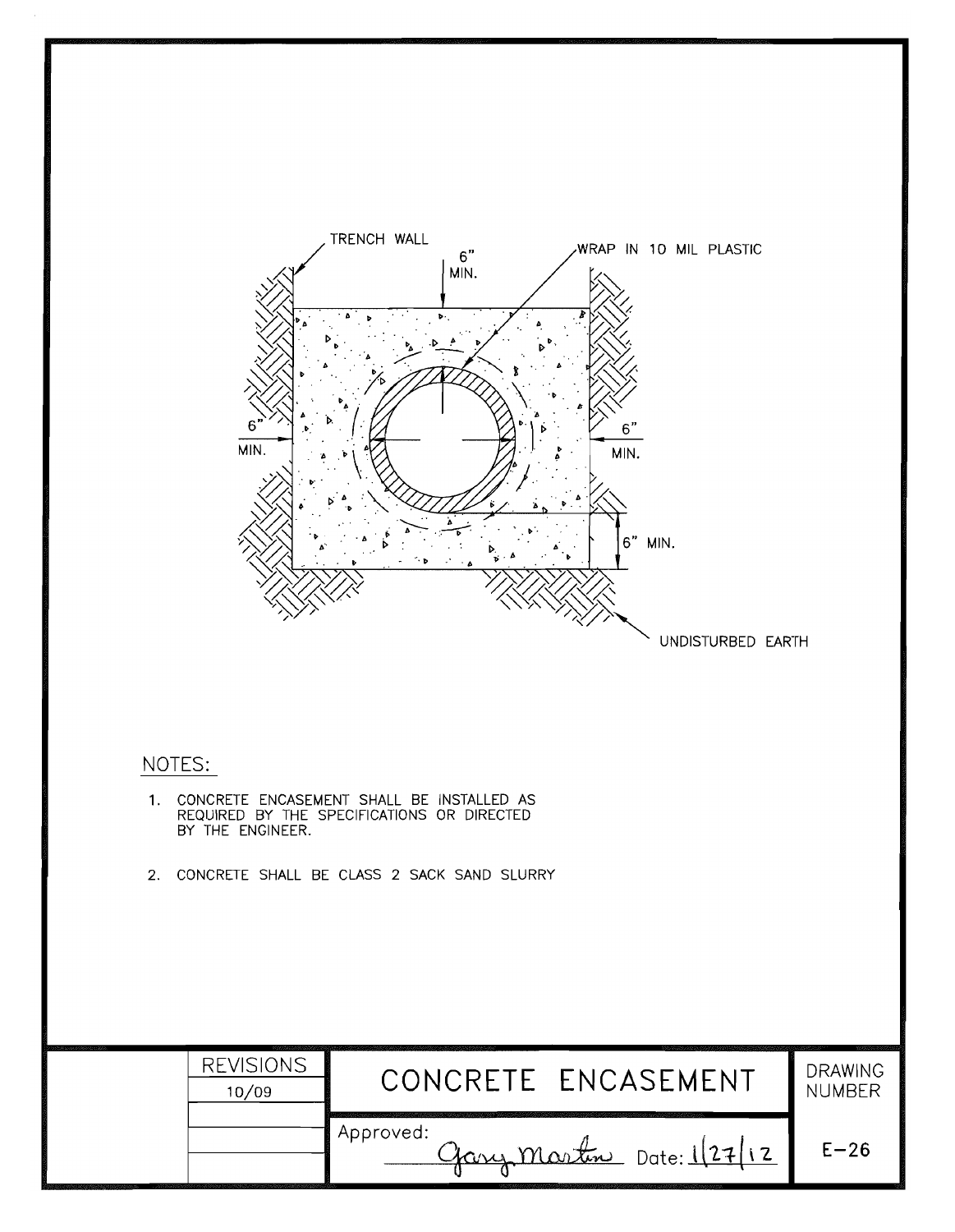TRENCH WALL

6" MIN.

WRAP IN 10 MIL PLASTIC

6" MIN.

6" MIN.

6" MIN.

UNDISTURBED EARTH

NOTES:

1. CONCRETE ENCASEMENT SHALL BE INSTALLED AS REQUIRED BY THE SPECIFICATIONS OR DIRECTED BY THE ENGINEER.

2. CONCRETE SHALL BE CLASS 2 SACK SAND SLURRY

| REVISIONS | CONCRETE ENCASEMENT | DRAWING NUMBER |
|---|---|---|
| 10/09 | Approved: Gary Martin Date: 1/27/12 | E-26 |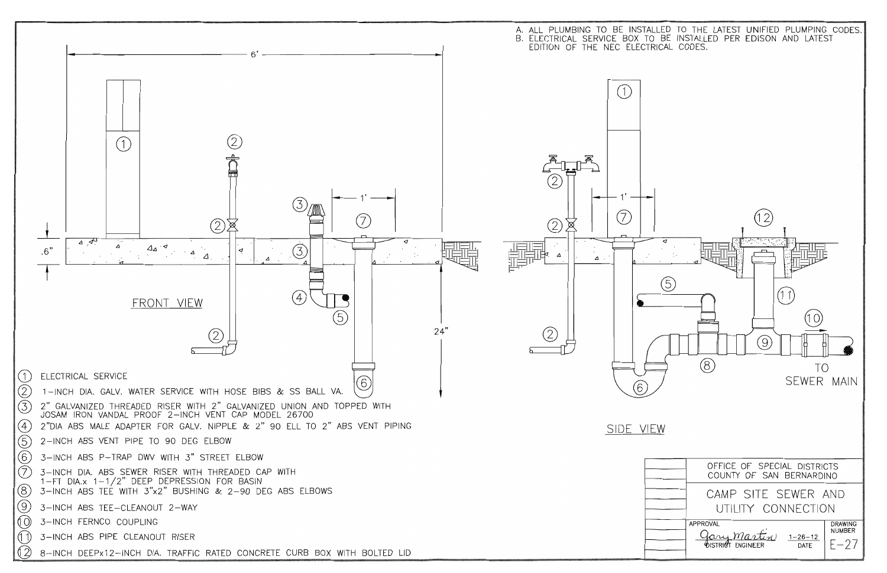A. ALL PLUMBING TO BE INSTALLED TO THE LATEST UNIFIED PLUMPING CODES.
B. ELECTRICAL SERVICE BOX TO BE INSTALLED PER EDISON AND LATEST EDITION OF THE NEC ELECTRICAL CODES.

6'

1'

.6"

24"

FRONT VIEW

SIDE VIEW

TO SEWER MAIN

1. ELECTRICAL SERVICE
2. 1-INCH DIA. GALV. WATER SERVICE WITH HOSE BIBS & SS BALL VA.
3. 2" GALVANIZED THREADED RISER WITH 2" GALVANIZED UNION AND TOPPED WITH JOSAM IRON VANDAL PROOF 2-INCH VENT CAP MODEL 26700
4. 2"DIA ABS MALE ADAPTER FOR GALV. NIPPLE & 2" 90 ELL TO 2" ABS VENT PIPING
5. 2-INCH ABS VENT PIPE TO 90 DEG ELBOW
6. 3-INCH ABS P-TRAP DWV WITH 3" STREET ELBOW
7. 3-INCH DIA. ABS SEWER RISER WITH THREADED CAP WITH 1-FT DIA.x 1-1/2" DEEP DEPRESSION FOR BASIN
8. 3-INCH ABS TEE WITH 3"x2" BUSHING & 2-90 DEG ABS ELBOWS
9. 3-INCH ABS TEE-CLEANOUT 2-WAY
10. 3-INCH FERNCO COUPLING
11. 3-INCH ABS PIPE CLEANOUT RISER
12. 8-INCH DEEPx12-INCH DIA. TRAFFIC RATED CONCRETE CURB BOX WITH BOLTED LID

OFFICE OF SPECIAL DISTRICTS
COUNTY OF SAN BERNARDINO

CAMP SITE SEWER AND UTILITY CONNECTION

APPROVAL
Gary Martin
DISTRICT ENGINEER

1-26-12
DATE

DRAWING NUMBER
E-27